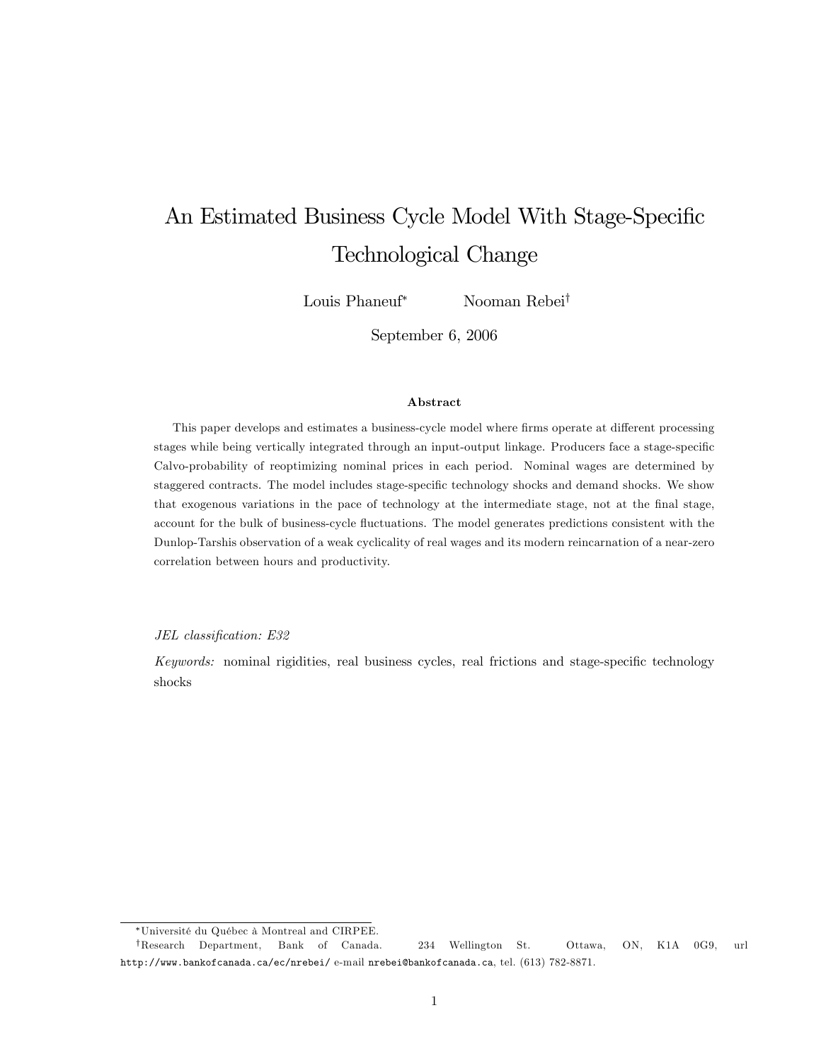# An Estimated Business Cycle Model With Stage-Specific Technological Change

Louis Phaneuf[*] Nooman Rebei[†]

September 6, 2006

### Abstract

This paper develops and estimates a business-cycle model where firms operate at different processing stages while being vertically integrated through an input-output linkage. Producers face a stage-specific Calvo-probability of reoptimizing nominal prices in each period. Nominal wages are determined by staggered contracts. The model includes stage-specific technology shocks and demand shocks. We show that exogenous variations in the pace of technology at the intermediate stage, not at the final stage, account for the bulk of business-cycle fluctuations. The model generates predictions consistent with the Dunlop-Tarshis observation of a weak cyclicality of real wages and its modern reincarnation of a near-zero correlation between hours and productivity.

*JEL classification: E32*

*Keywords:* nominal rigidities, real business cycles, real frictions and stage-specific technology shocks

---

[*] Université du Québec à Montreal and CIRPEE.

[†] Research Department, Bank of Canada. 234 Wellington St. Ottawa, ON, K1A 0G9, url http://www.bankofcanada.ca/ec/nrebei/ e-mail nrebei@bankofcanada.ca, tel. (613) 782-8871.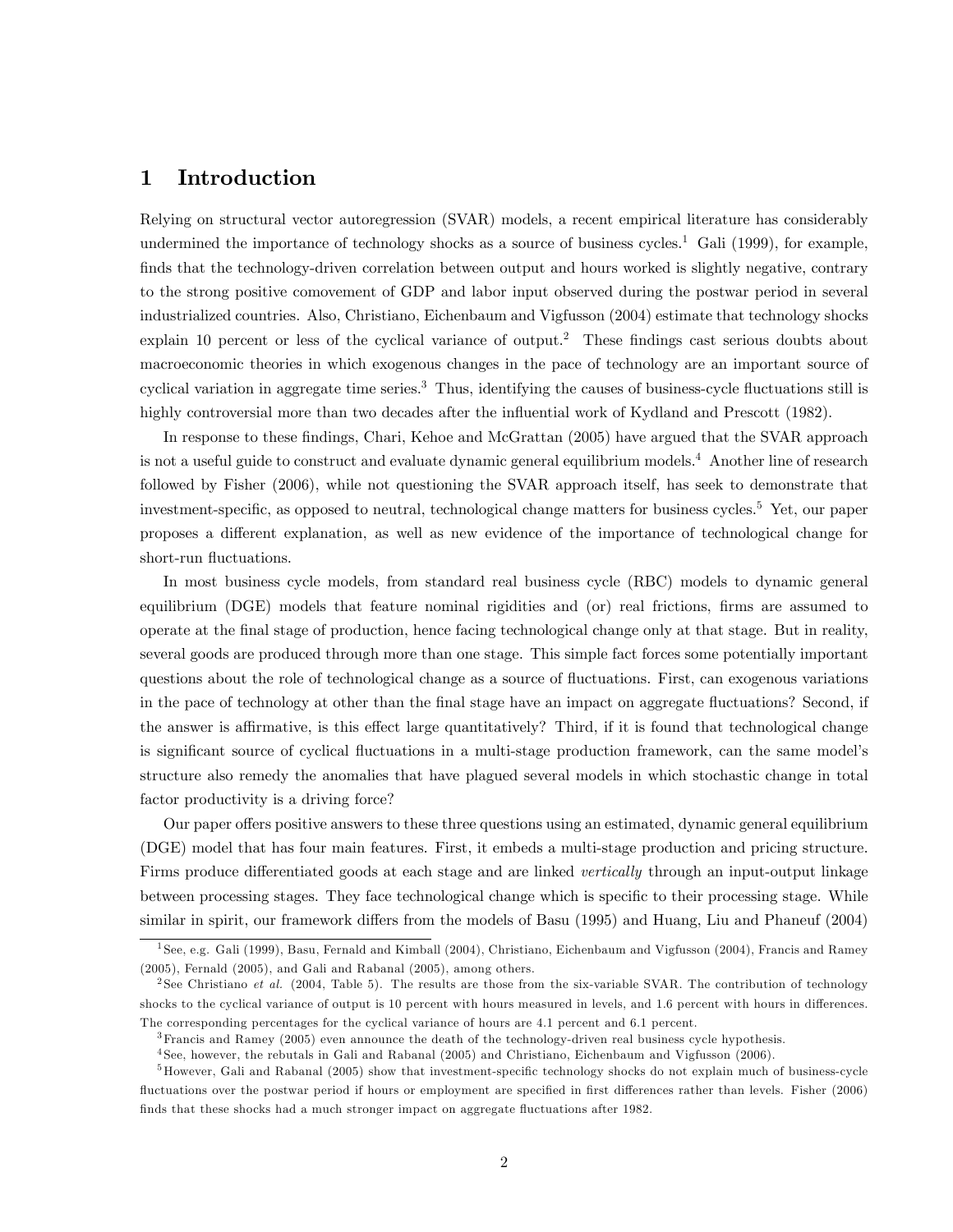# 1 Introduction

Relying on structural vector autoregression (SVAR) models, a recent empirical literature has considerably undermined the importance of technology shocks as a source of business cycles.[1] Gali (1999), for example, finds that the technology-driven correlation between output and hours worked is slightly negative, contrary to the strong positive comovement of GDP and labor input observed during the postwar period in several industrialized countries. Also, Christiano, Eichenbaum and Vigfusson (2004) estimate that technology shocks explain 10 percent or less of the cyclical variance of output.[2] These findings cast serious doubts about macroeconomic theories in which exogenous changes in the pace of technology are an important source of cyclical variation in aggregate time series.[3] Thus, identifying the causes of business-cycle fluctuations still is highly controversial more than two decades after the influential work of Kydland and Prescott (1982).

In response to these findings, Chari, Kehoe and McGrattan (2005) have argued that the SVAR approach is not a useful guide to construct and evaluate dynamic general equilibrium models.[4] Another line of research followed by Fisher (2006), while not questioning the SVAR approach itself, has seek to demonstrate that investment-specific, as opposed to neutral, technological change matters for business cycles.[5] Yet, our paper proposes a different explanation, as well as new evidence of the importance of technological change for short-run fluctuations.

In most business cycle models, from standard real business cycle (RBC) models to dynamic general equilibrium (DGE) models that feature nominal rigidities and (or) real frictions, firms are assumed to operate at the final stage of production, hence facing technological change only at that stage. But in reality, several goods are produced through more than one stage. This simple fact forces some potentially important questions about the role of technological change as a source of fluctuations. First, can exogenous variations in the pace of technology at other than the final stage have an impact on aggregate fluctuations? Second, if the answer is affirmative, is this effect large quantitatively? Third, if it is found that technological change is significant source of cyclical fluctuations in a multi-stage production framework, can the same model's structure also remedy the anomalies that have plagued several models in which stochastic change in total factor productivity is a driving force?

Our paper offers positive answers to these three questions using an estimated, dynamic general equilibrium (DGE) model that has four main features. First, it embeds a multi-stage production and pricing structure. Firms produce differentiated goods at each stage and are linked *vertically* through an input-output linkage between processing stages. They face technological change which is specific to their processing stage. While similar in spirit, our framework differs from the models of Basu (1995) and Huang, Liu and Phaneuf (2004)

[1] See, e.g. Gali (1999), Basu, Fernald and Kimball (2004), Christiano, Eichenbaum and Vigfusson (2004), Francis and Ramey (2005), Fernald (2005), and Gali and Rabanal (2005), among others.

[2] See Christiano *et al.* (2004, Table 5). The results are those from the six-variable SVAR. The contribution of technology shocks to the cyclical variance of output is 10 percent with hours measured in levels, and 1.6 percent with hours in differences. The corresponding percentages for the cyclical variance of hours are 4.1 percent and 6.1 percent.

[3] Francis and Ramey (2005) even announce the death of the technology-driven real business cycle hypothesis.

[4] See, however, the rebutals in Gali and Rabanal (2005) and Christiano, Eichenbaum and Vigfusson (2006).

[5] However, Gali and Rabanal (2005) show that investment-specific technology shocks do not explain much of business-cycle fluctuations over the postwar period if hours or employment are specified in first differences rather than levels. Fisher (2006) finds that these shocks had a much stronger impact on aggregate fluctuations after 1982.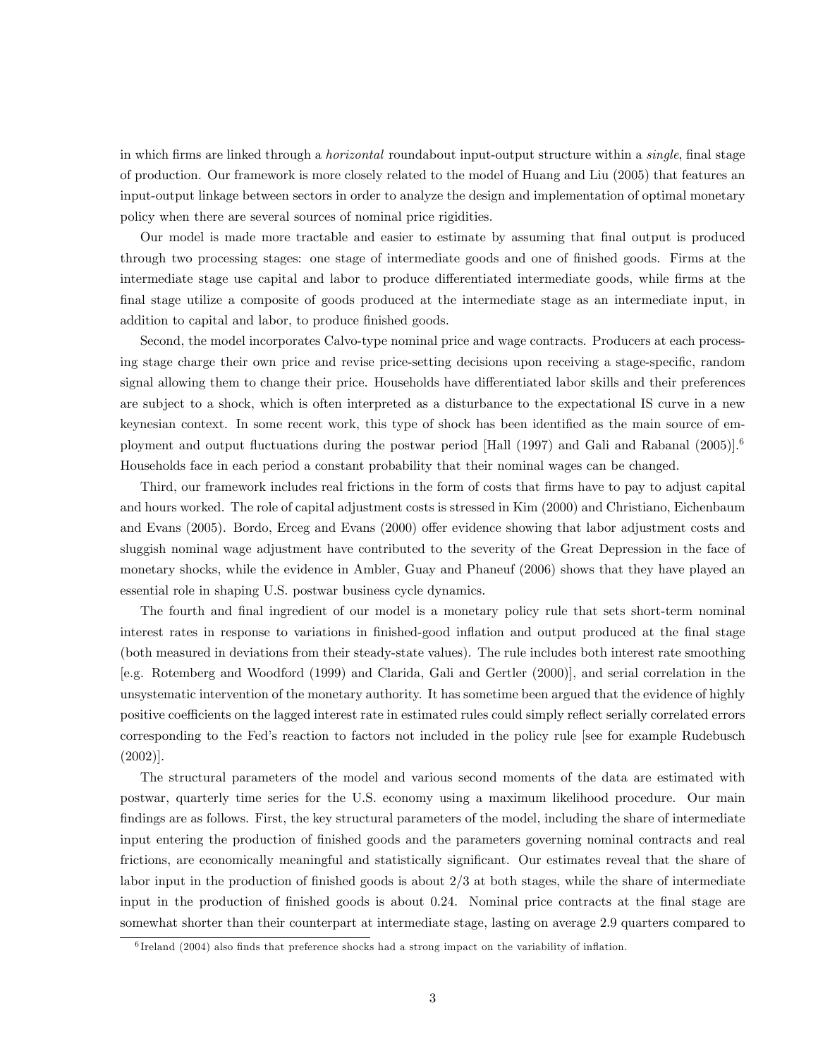in which firms are linked through a *horizontal* roundabout input-output structure within a *single*, final stage of production. Our framework is more closely related to the model of Huang and Liu (2005) that features an input-output linkage between sectors in order to analyze the design and implementation of optimal monetary policy when there are several sources of nominal price rigidities.

Our model is made more tractable and easier to estimate by assuming that final output is produced through two processing stages: one stage of intermediate goods and one of finished goods. Firms at the intermediate stage use capital and labor to produce differentiated intermediate goods, while firms at the final stage utilize a composite of goods produced at the intermediate stage as an intermediate input, in addition to capital and labor, to produce finished goods.

Second, the model incorporates Calvo-type nominal price and wage contracts. Producers at each processing stage charge their own price and revise price-setting decisions upon receiving a stage-specific, random signal allowing them to change their price. Households have differentiated labor skills and their preferences are subject to a shock, which is often interpreted as a disturbance to the expectational IS curve in a new keynesian context. In some recent work, this type of shock has been identified as the main source of employment and output fluctuations during the postwar period [Hall (1997) and Gali and Rabanal (2005)].[6] Households face in each period a constant probability that their nominal wages can be changed.

Third, our framework includes real frictions in the form of costs that firms have to pay to adjust capital and hours worked. The role of capital adjustment costs is stressed in Kim (2000) and Christiano, Eichenbaum and Evans (2005). Bordo, Erceg and Evans (2000) offer evidence showing that labor adjustment costs and sluggish nominal wage adjustment have contributed to the severity of the Great Depression in the face of monetary shocks, while the evidence in Ambler, Guay and Phaneuf (2006) shows that they have played an essential role in shaping U.S. postwar business cycle dynamics.

The fourth and final ingredient of our model is a monetary policy rule that sets short-term nominal interest rates in response to variations in finished-good inflation and output produced at the final stage (both measured in deviations from their steady-state values). The rule includes both interest rate smoothing [e.g. Rotemberg and Woodford (1999) and Clarida, Gali and Gertler (2000)], and serial correlation in the unsystematic intervention of the monetary authority. It has sometime been argued that the evidence of highly positive coefficients on the lagged interest rate in estimated rules could simply reflect serially correlated errors corresponding to the Fed's reaction to factors not included in the policy rule [see for example Rudebusch (2002)].

The structural parameters of the model and various second moments of the data are estimated with postwar, quarterly time series for the U.S. economy using a maximum likelihood procedure. Our main findings are as follows. First, the key structural parameters of the model, including the share of intermediate input entering the production of finished goods and the parameters governing nominal contracts and real frictions, are economically meaningful and statistically significant. Our estimates reveal that the share of labor input in the production of finished goods is about 2/3 at both stages, while the share of intermediate input in the production of finished goods is about 0.24. Nominal price contracts at the final stage are somewhat shorter than their counterpart at intermediate stage, lasting on average 2.9 quarters compared to

[6] Ireland (2004) also finds that preference shocks had a strong impact on the variability of inflation.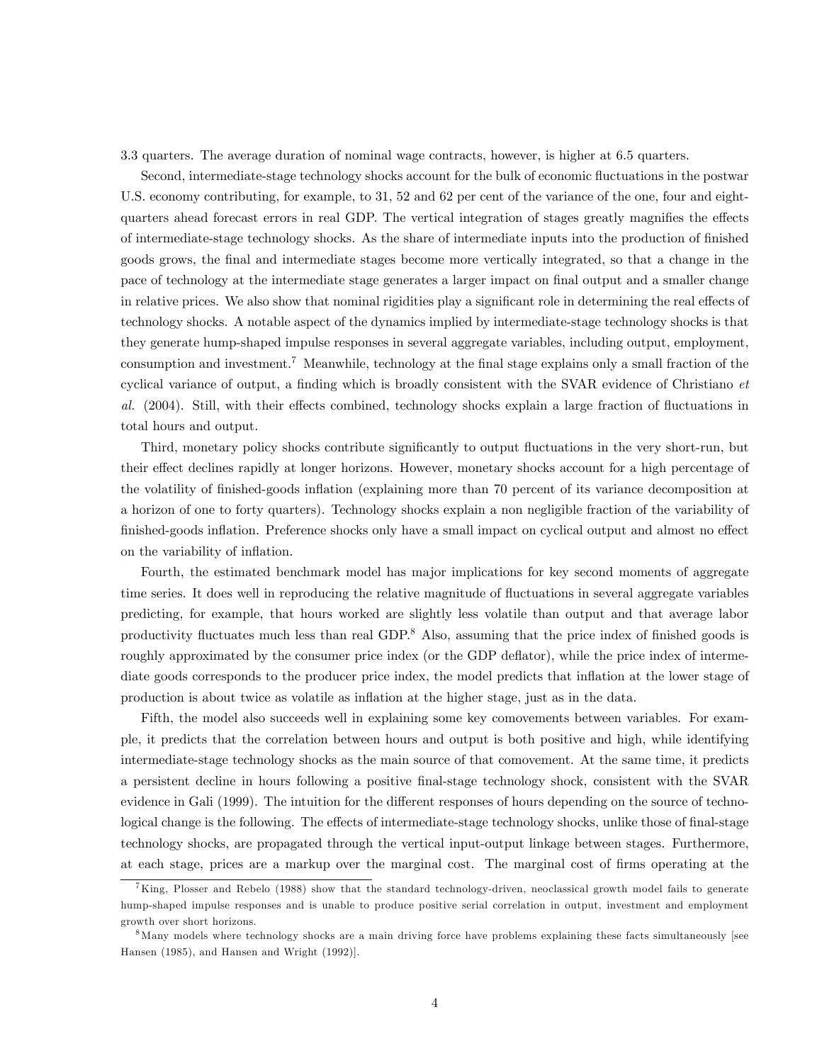3.3 quarters. The average duration of nominal wage contracts, however, is higher at 6.5 quarters.

Second, intermediate-stage technology shocks account for the bulk of economic fluctuations in the postwar U.S. economy contributing, for example, to 31, 52 and 62 per cent of the variance of the one, four and eight-quarters ahead forecast errors in real GDP. The vertical integration of stages greatly magnifies the effects of intermediate-stage technology shocks. As the share of intermediate inputs into the production of finished goods grows, the final and intermediate stages become more vertically integrated, so that a change in the pace of technology at the intermediate stage generates a larger impact on final output and a smaller change in relative prices. We also show that nominal rigidities play a significant role in determining the real effects of technology shocks. A notable aspect of the dynamics implied by intermediate-stage technology shocks is that they generate hump-shaped impulse responses in several aggregate variables, including output, employment, consumption and investment.[7] Meanwhile, technology at the final stage explains only a small fraction of the cyclical variance of output, a finding which is broadly consistent with the SVAR evidence of Christiano *et al.* (2004). Still, with their effects combined, technology shocks explain a large fraction of fluctuations in total hours and output.

Third, monetary policy shocks contribute significantly to output fluctuations in the very short-run, but their effect declines rapidly at longer horizons. However, monetary shocks account for a high percentage of the volatility of finished-goods inflation (explaining more than 70 percent of its variance decomposition at a horizon of one to forty quarters). Technology shocks explain a non negligible fraction of the variability of finished-goods inflation. Preference shocks only have a small impact on cyclical output and almost no effect on the variability of inflation.

Fourth, the estimated benchmark model has major implications for key second moments of aggregate time series. It does well in reproducing the relative magnitude of fluctuations in several aggregate variables predicting, for example, that hours worked are slightly less volatile than output and that average labor productivity fluctuates much less than real GDP.[8] Also, assuming that the price index of finished goods is roughly approximated by the consumer price index (or the GDP deflator), while the price index of intermediate goods corresponds to the producer price index, the model predicts that inflation at the lower stage of production is about twice as volatile as inflation at the higher stage, just as in the data.

Fifth, the model also succeeds well in explaining some key comovements between variables. For example, it predicts that the correlation between hours and output is both positive and high, while identifying intermediate-stage technology shocks as the main source of that comovement. At the same time, it predicts a persistent decline in hours following a positive final-stage technology shock, consistent with the SVAR evidence in Gali (1999). The intuition for the different responses of hours depending on the source of technological change is the following. The effects of intermediate-stage technology shocks, unlike those of final-stage technology shocks, are propagated through the vertical input-output linkage between stages. Furthermore, at each stage, prices are a markup over the marginal cost. The marginal cost of firms operating at the

[7] King, Plosser and Rebelo (1988) show that the standard technology-driven, neoclassical growth model fails to generate hump-shaped impulse responses and is unable to produce positive serial correlation in output, investment and employment growth over short horizons.

[8] Many models where technology shocks are a main driving force have problems explaining these facts simultaneously [see Hansen (1985), and Hansen and Wright (1992)].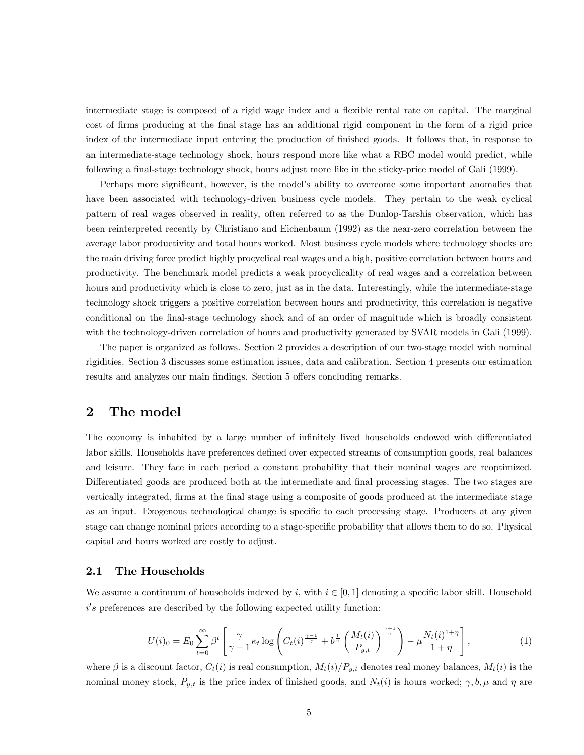intermediate stage is composed of a rigid wage index and a flexible rental rate on capital. The marginal cost of firms producing at the final stage has an additional rigid component in the form of a rigid price index of the intermediate input entering the production of finished goods. It follows that, in response to an intermediate-stage technology shock, hours respond more like what a RBC model would predict, while following a final-stage technology shock, hours adjust more like in the sticky-price model of Gali (1999).

Perhaps more significant, however, is the model's ability to overcome some important anomalies that have been associated with technology-driven business cycle models. They pertain to the weak cyclical pattern of real wages observed in reality, often referred to as the Dunlop-Tarshis observation, which has been reinterpreted recently by Christiano and Eichenbaum (1992) as the near-zero correlation between the average labor productivity and total hours worked. Most business cycle models where technology shocks are the main driving force predict highly procyclical real wages and a high, positive correlation between hours and productivity. The benchmark model predicts a weak procyclicality of real wages and a correlation between hours and productivity which is close to zero, just as in the data. Interestingly, while the intermediate-stage technology shock triggers a positive correlation between hours and productivity, this correlation is negative conditional on the final-stage technology shock and of an order of magnitude which is broadly consistent with the technology-driven correlation of hours and productivity generated by SVAR models in Gali (1999).

The paper is organized as follows. Section 2 provides a description of our two-stage model with nominal rigidities. Section 3 discusses some estimation issues, data and calibration. Section 4 presents our estimation results and analyzes our main findings. Section 5 offers concluding remarks.

## 2 The model

The economy is inhabited by a large number of infinitely lived households endowed with differentiated labor skills. Households have preferences defined over expected streams of consumption goods, real balances and leisure. They face in each period a constant probability that their nominal wages are reoptimized. Differentiated goods are produced both at the intermediate and final processing stages. The two stages are vertically integrated, firms at the final stage using a composite of goods produced at the intermediate stage as an input. Exogenous technological change is specific to each processing stage. Producers at any given stage can change nominal prices according to a stage-specific probability that allows them to do so. Physical capital and hours worked are costly to adjust.

### 2.1 The Households

We assume a continuum of households indexed by $i$, with $i \in [0, 1]$ denoting a specific labor skill. Household $i's$ preferences are described by the following expected utility function:

$$U(i)_0 = E_0 \sum_{t=0}^{\infty} \beta^t \left[ \frac{\gamma}{\gamma - 1} \kappa_t \log \left( C_t(i)^{\frac{\gamma-1}{\gamma}} + b^{\frac{1}{\gamma}} \left( \frac{M_t(i)}{P_{y,t}} \right)^{\frac{\gamma-1}{\gamma}} \right) - \mu \frac{N_t(i)^{1+\eta}}{1+\eta} \right], \tag{1}$$

where $\beta$ is a discount factor, $C_t(i)$ is real consumption, $M_t(i)/P_{y,t}$ denotes real money balances, $M_t(i)$ is the nominal money stock, $P_{y,t}$ is the price index of finished goods, and $N_t(i)$ is hours worked; $\gamma, b, \mu$ and $\eta$ are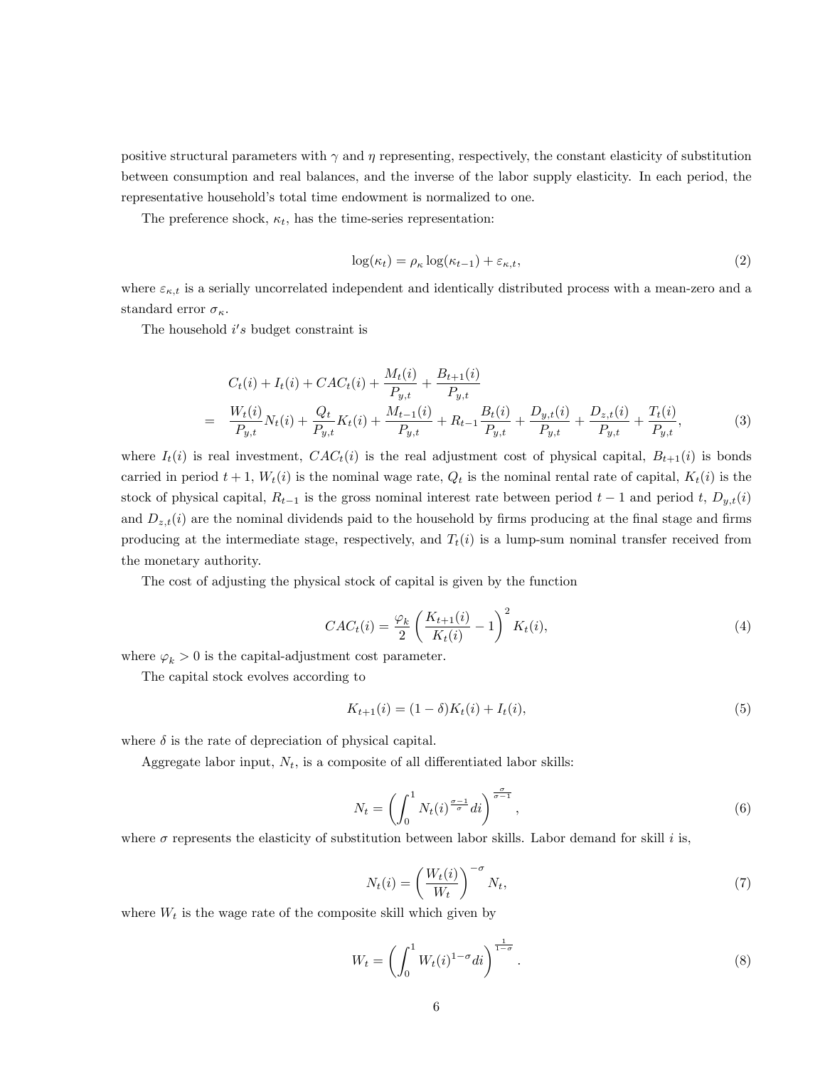positive structural parameters with $\gamma$ and $\eta$ representing, respectively, the constant elasticity of substitution between consumption and real balances, and the inverse of the labor supply elasticity. In each period, the representative household's total time endowment is normalized to one.

The preference shock, $\kappa_t$, has the time-series representation:

$$\log(\kappa_t) = \rho_\kappa \log(\kappa_{t-1}) + \varepsilon_{\kappa,t}, \tag{2}$$

where $\varepsilon_{\kappa,t}$ is a serially uncorrelated independent and identically distributed process with a mean-zero and a standard error $\sigma_\kappa$.

The household $i's$ budget constraint is

$$\begin{aligned} & C_t(i) + I_t(i) + CAC_t(i) + \frac{M_t(i)}{P_{y,t}} + \frac{B_{t+1}(i)}{P_{y,t}} \\ = \; & \frac{W_t(i)}{P_{y,t}} N_t(i) + \frac{Q_t}{P_{y,t}} K_t(i) + \frac{M_{t-1}(i)}{P_{y,t}} + R_{t-1} \frac{B_t(i)}{P_{y,t}} + \frac{D_{y,t}(i)}{P_{y,t}} + \frac{D_{z,t}(i)}{P_{y,t}} + \frac{T_t(i)}{P_{y,t}}, \end{aligned} \tag{3}$$

where $I_t(i)$ is real investment, $CAC_t(i)$ is the real adjustment cost of physical capital, $B_{t+1}(i)$ is bonds carried in period $t+1$, $W_t(i)$ is the nominal wage rate, $Q_t$ is the nominal rental rate of capital, $K_t(i)$ is the stock of physical capital, $R_{t-1}$ is the gross nominal interest rate between period $t-1$ and period $t$, $D_{y,t}(i)$ and $D_{z,t}(i)$ are the nominal dividends paid to the household by firms producing at the final stage and firms producing at the intermediate stage, respectively, and $T_t(i)$ is a lump-sum nominal transfer received from the monetary authority.

The cost of adjusting the physical stock of capital is given by the function

$$CAC_t(i) = \frac{\varphi_k}{2} \left( \frac{K_{t+1}(i)}{K_t(i)} - 1 \right)^2 K_t(i), \tag{4}$$

where $\varphi_k > 0$ is the capital-adjustment cost parameter.

The capital stock evolves according to

$$K_{t+1}(i) = (1-\delta) K_t(i) + I_t(i), \tag{5}$$

where $\delta$ is the rate of depreciation of physical capital.

Aggregate labor input, $N_t$, is a composite of all differentiated labor skills:

$$N_t = \left( \int_0^1 N_t(i)^{\frac{\sigma-1}{\sigma}} di \right)^{\frac{\sigma}{\sigma-1}}, \tag{6}$$

where $\sigma$ represents the elasticity of substitution between labor skills. Labor demand for skill $i$ is,

$$N_t(i) = \left( \frac{W_t(i)}{W_t} \right)^{-\sigma} N_t, \tag{7}$$

where $W_t$ is the wage rate of the composite skill which given by

$$W_t = \left( \int_0^1 W_t(i)^{1-\sigma} di \right)^{\frac{1}{1-\sigma}}. \tag{8}$$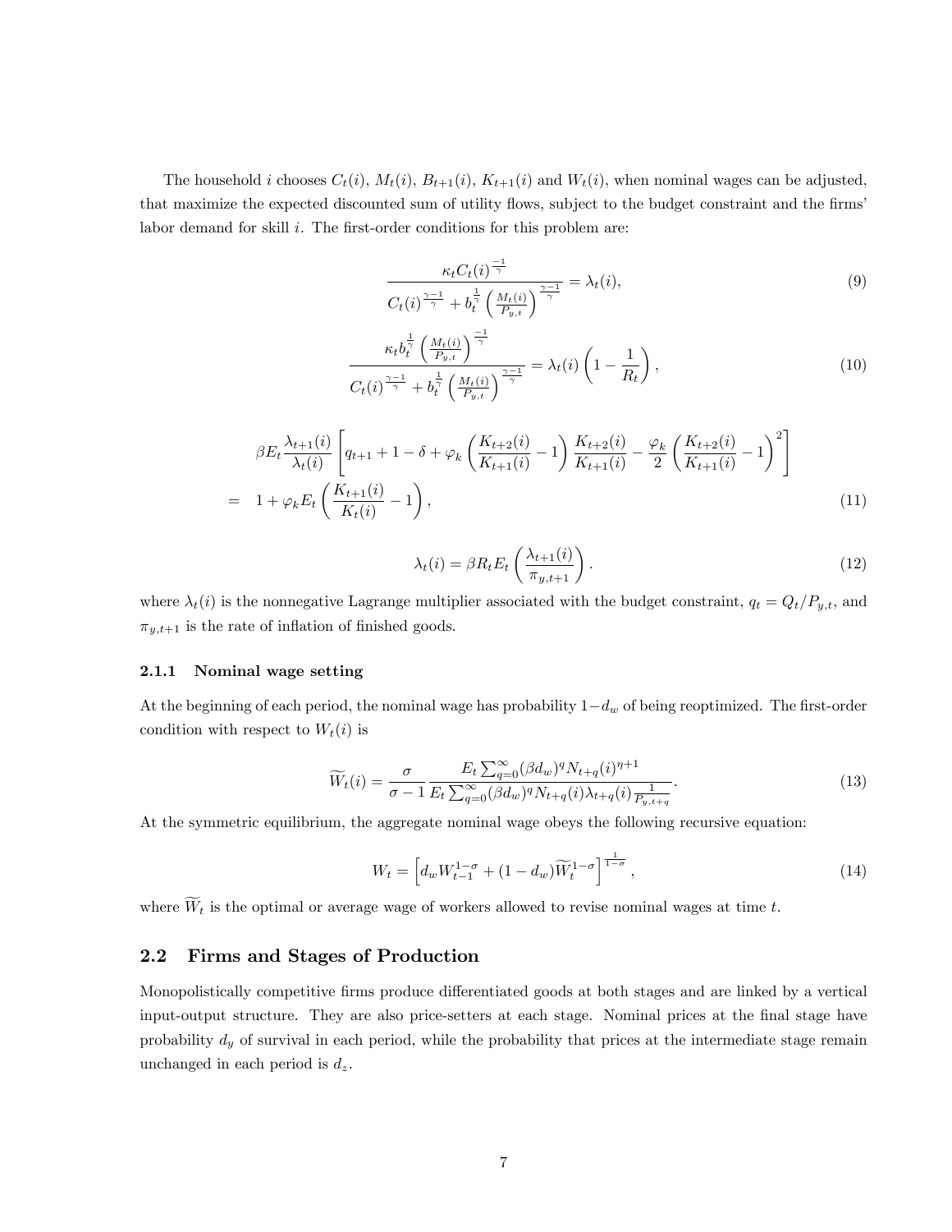The household $i$ chooses $C_t(i)$, $M_t(i)$, $B_{t+1}(i)$, $K_{t+1}(i)$ and $W_t(i)$, when nominal wages can be adjusted, that maximize the expected discounted sum of utility flows, subject to the budget constraint and the firms' labor demand for skill $i$. The first-order conditions for this problem are:

$$\frac{\kappa_t C_t(i)^{\frac{-1}{\gamma}}}{C_t(i)^{\frac{\gamma-1}{\gamma}} + b_t^{\frac{1}{\gamma}} \left(\frac{M_t(i)}{P_{y,t}}\right)^{\frac{\gamma-1}{\gamma}}} = \lambda_t(i), \tag{9}$$

$$\frac{\kappa_t b_t^{\frac{1}{\gamma}} \left(\frac{M_t(i)}{P_{y,t}}\right)^{\frac{-1}{\gamma}}}{C_t(i)^{\frac{\gamma-1}{\gamma}} + b_t^{\frac{1}{\gamma}} \left(\frac{M_t(i)}{P_{y,t}}\right)^{\frac{\gamma-1}{\gamma}}} = \lambda_t(i)\left(1 - \frac{1}{R_t}\right), \tag{10}$$

$$\begin{aligned} & \beta E_t \frac{\lambda_{t+1}(i)}{\lambda_t(i)} \left[ q_{t+1} + 1 - \delta + \varphi_k \left(\frac{K_{t+2}(i)}{K_{t+1}(i)} - 1\right) \frac{K_{t+2}(i)}{K_{t+1}(i)} - \frac{\varphi_k}{2} \left(\frac{K_{t+2}(i)}{K_{t+1}(i)} - 1\right)^2 \right] \\ = \; & 1 + \varphi_k E_t \left(\frac{K_{t+1}(i)}{K_t(i)} - 1\right), \end{aligned} \tag{11}$$

$$\lambda_t(i) = \beta R_t E_t \left(\frac{\lambda_{t+1}(i)}{\pi_{y,t+1}}\right). \tag{12}$$

where $\lambda_t(i)$ is the nonnegative Lagrange multiplier associated with the budget constraint, $q_t = Q_t/P_{y,t}$, and $\pi_{y,t+1}$ is the rate of inflation of finished goods.

### 2.1.1 Nominal wage setting

At the beginning of each period, the nominal wage has probability $1-d_w$ of being reoptimized. The first-order condition with respect to $W_t(i)$ is

$$\widetilde{W}_t(i) = \frac{\sigma}{\sigma - 1} \frac{E_t \sum_{q=0}^{\infty} (\beta d_w)^q N_{t+q}(i)^{\eta+1}}{E_t \sum_{q=0}^{\infty} (\beta d_w)^q N_{t+q}(i) \lambda_{t+q}(i) \frac{1}{P_{y,t+q}}}. \tag{13}$$

At the symmetric equilibrium, the aggregate nominal wage obeys the following recursive equation:

$$W_t = \left[ d_w W_{t-1}^{1-\sigma} + (1-d_w) \widetilde{W}_t^{1-\sigma} \right]^{\frac{1}{1-\sigma}}, \tag{14}$$

where $\widetilde{W}_t$ is the optimal or average wage of workers allowed to revise nominal wages at time $t$.

## 2.2 Firms and Stages of Production

Monopolistically competitive firms produce differentiated goods at both stages and are linked by a vertical input-output structure. They are also price-setters at each stage. Nominal prices at the final stage have probability $d_y$ of survival in each period, while the probability that prices at the intermediate stage remain unchanged in each period is $d_z$.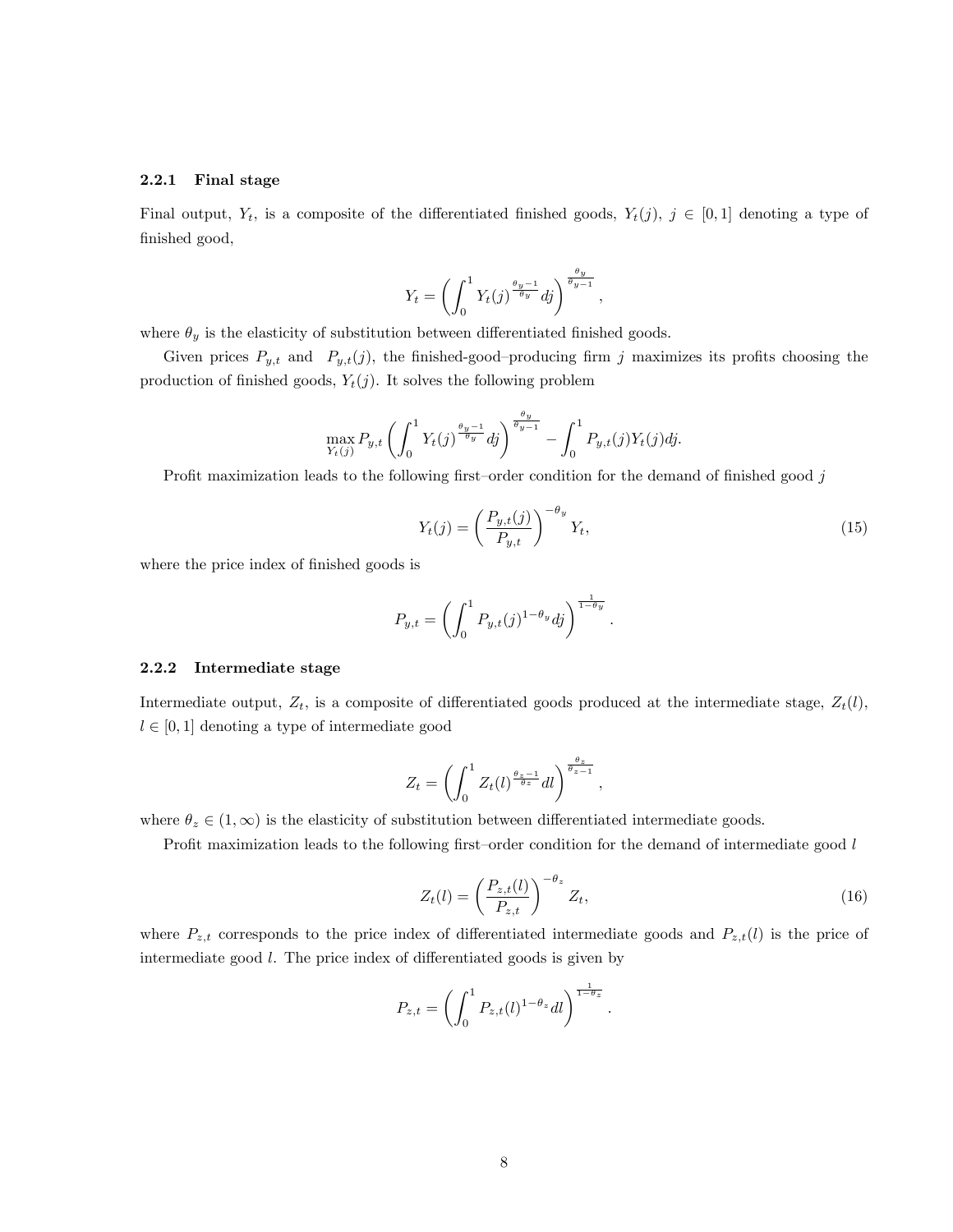### 2.2.1 Final stage

Final output, $Y_t$, is a composite of the differentiated finished goods, $Y_t(j)$, $j \in [0,1]$ denoting a type of finished good,

$$Y_t = \left( \int_0^1 Y_t(j)^{\frac{\theta_y - 1}{\theta_y}} dj \right)^{\frac{\theta_y}{\theta_y - 1}},$$

where $\theta_y$ is the elasticity of substitution between differentiated finished goods.

Given prices $P_{y,t}$ and $P_{y,t}(j)$, the finished-good–producing firm $j$ maximizes its profits choosing the production of finished goods, $Y_t(j)$. It solves the following problem

$$\max_{Y_t(j)} P_{y,t} \left( \int_0^1 Y_t(j)^{\frac{\theta_y - 1}{\theta_y}} dj \right)^{\frac{\theta_y}{\theta_y - 1}} - \int_0^1 P_{y,t}(j) Y_t(j) dj.$$

Profit maximization leads to the following first–order condition for the demand of finished good $j$

$$Y_t(j) = \left( \frac{P_{y,t}(j)}{P_{y,t}} \right)^{-\theta_y} Y_t, \tag{15}$$

where the price index of finished goods is

$$P_{y,t} = \left( \int_0^1 P_{y,t}(j)^{1-\theta_y} dj \right)^{\frac{1}{1-\theta_y}}.$$

### 2.2.2 Intermediate stage

Intermediate output, $Z_t$, is a composite of differentiated goods produced at the intermediate stage, $Z_t(l)$, $l \in [0,1]$ denoting a type of intermediate good

$$Z_t = \left( \int_0^1 Z_t(l)^{\frac{\theta_z - 1}{\theta_z}} dl \right)^{\frac{\theta_z}{\theta_z - 1}},$$

where $\theta_z \in (1, \infty)$ is the elasticity of substitution between differentiated intermediate goods.

Profit maximization leads to the following first–order condition for the demand of intermediate good $l$

$$Z_t(l) = \left( \frac{P_{z,t}(l)}{P_{z,t}} \right)^{-\theta_z} Z_t, \tag{16}$$

where $P_{z,t}$ corresponds to the price index of differentiated intermediate goods and $P_{z,t}(l)$ is the price of intermediate good $l$. The price index of differentiated goods is given by

$$P_{z,t} = \left( \int_0^1 P_{z,t}(l)^{1-\theta_z} dl \right)^{\frac{1}{1-\theta_z}}.$$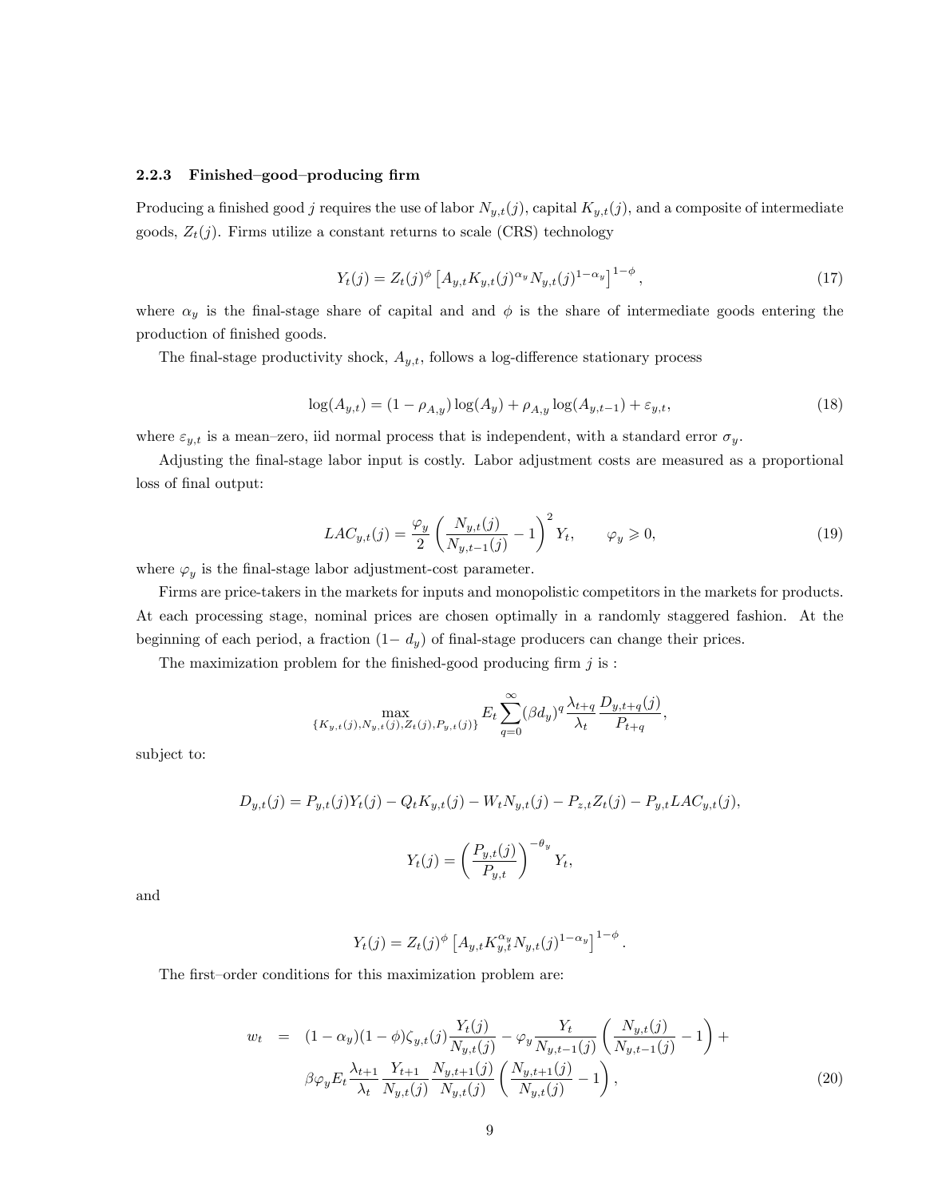### 2.2.3 Finished–good–producing firm

Producing a finished good $j$ requires the use of labor $N_{y,t}(j)$, capital $K_{y,t}(j)$, and a composite of intermediate goods, $Z_t(j)$. Firms utilize a constant returns to scale (CRS) technology

$$Y_t(j) = Z_t(j)^{\phi} \left[ A_{y,t} K_{y,t}(j)^{\alpha_y} N_{y,t}(j)^{1-\alpha_y} \right]^{1-\phi}, \tag{17}$$

where $\alpha_y$ is the final-stage share of capital and and $\phi$ is the share of intermediate goods entering the production of finished goods.

The final-stage productivity shock, $A_{y,t}$, follows a log-difference stationary process

$$\log(A_{y,t}) = (1 - \rho_{A,y}) \log(A_y) + \rho_{A,y} \log(A_{y,t-1}) + \varepsilon_{y,t}, \tag{18}$$

where $\varepsilon_{y,t}$ is a mean–zero, iid normal process that is independent, with a standard error $\sigma_y$.

Adjusting the final-stage labor input is costly. Labor adjustment costs are measured as a proportional loss of final output:

$$LAC_{y,t}(j) = \frac{\varphi_y}{2} \left( \frac{N_{y,t}(j)}{N_{y,t-1}(j)} - 1 \right)^2 Y_t, \qquad \varphi_y \geqslant 0, \tag{19}$$

where $\varphi_y$ is the final-stage labor adjustment-cost parameter.

Firms are price-takers in the markets for inputs and monopolistic competitors in the markets for products. At each processing stage, nominal prices are chosen optimally in a randomly staggered fashion. At the beginning of each period, a fraction $(1- d_y)$ of final-stage producers can change their prices.

The maximization problem for the finished-good producing firm $j$ is :

$$\max_{\{K_{y,t}(j), N_{y,t}(j), Z_t(j), P_{y,t}(j)\}} E_t \sum_{q=0}^{\infty} (\beta d_y)^q \frac{\lambda_{t+q}}{\lambda_t} \frac{D_{y,t+q}(j)}{P_{t+q}},$$

subject to:

$$D_{y,t}(j) = P_{y,t}(j) Y_t(j) - Q_t K_{y,t}(j) - W_t N_{y,t}(j) - P_{z,t} Z_t(j) - P_{y,t} LAC_{y,t}(j),$$

$$Y_t(j) = \left( \frac{P_{y,t}(j)}{P_{y,t}} \right)^{-\theta_y} Y_t,$$

and

$$Y_t(j) = Z_t(j)^{\phi} \left[ A_{y,t} K_{y,t}^{\alpha_y} N_{y,t}(j)^{1-\alpha_y} \right]^{1-\phi}.$$

The first–order conditions for this maximization problem are:

$$\begin{aligned} w_t \quad &= \quad (1-\alpha_y)(1-\phi)\zeta_{y,t}(j) \frac{Y_t(j)}{N_{y,t}(j)} - \varphi_y \frac{Y_t}{N_{y,t-1}(j)} \left( \frac{N_{y,t}(j)}{N_{y,t-1}(j)} - 1 \right) + \\ &\quad\ \beta \varphi_y E_t \frac{\lambda_{t+1}}{\lambda_t} \frac{Y_{t+1}}{N_{y,t}(j)} \frac{N_{y,t+1}(j)}{N_{y,t}(j)} \left( \frac{N_{y,t+1}(j)}{N_{y,t}(j)} - 1 \right), \end{aligned} \tag{20}$$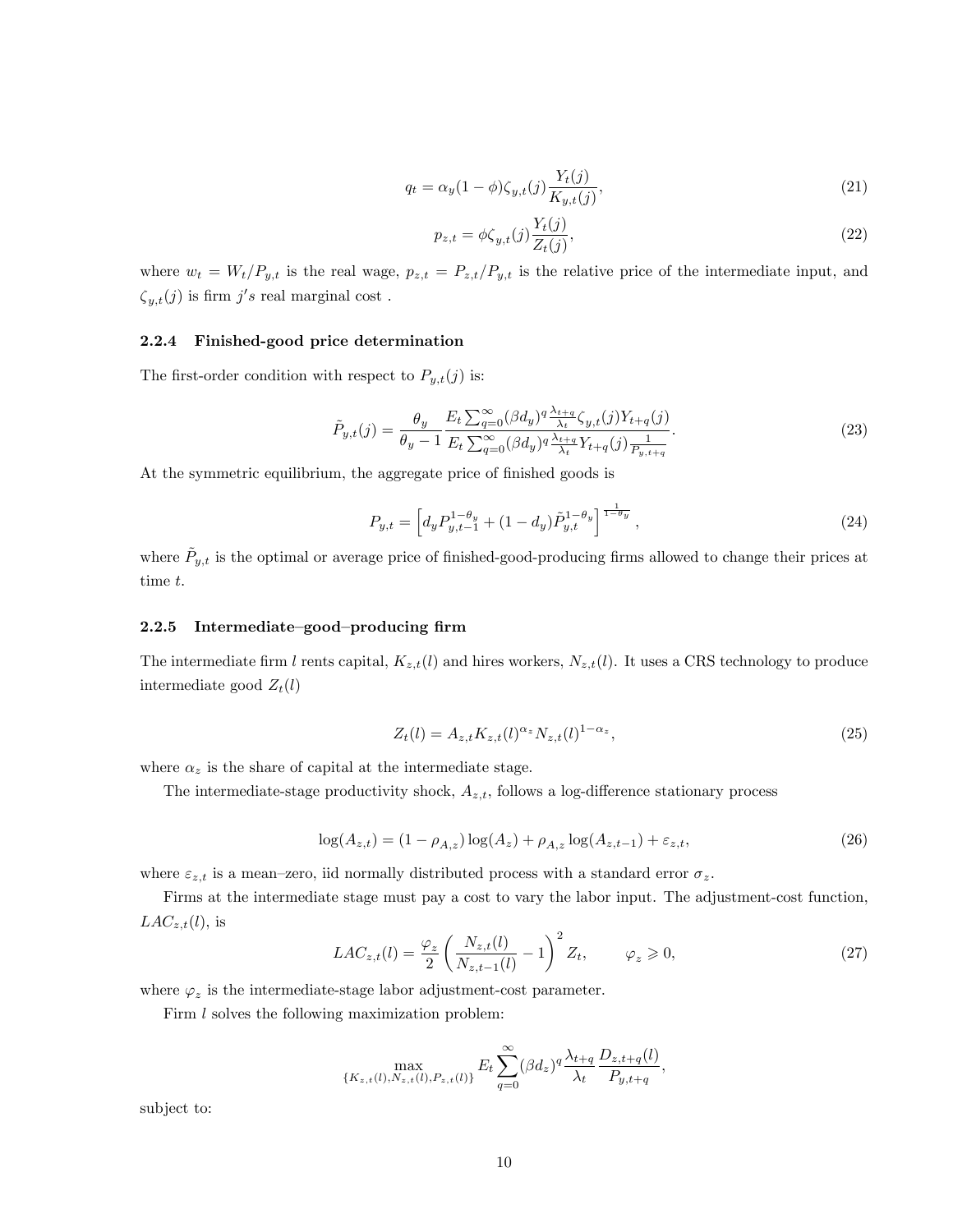$$q_t = \alpha_y (1 - \phi) \zeta_{y,t}(j) \frac{Y_t(j)}{K_{y,t}(j)}, \tag{21}$$

$$p_{z,t} = \phi \zeta_{y,t}(j) \frac{Y_t(j)}{Z_t(j)}, \tag{22}$$

where $w_t = W_t / P_{y,t}$ is the real wage, $p_{z,t} = P_{z,t}/P_{y,t}$ is the relative price of the intermediate input, and $\zeta_{y,t}(j)$ is firm $j's$ real marginal cost .

#### 2.2.4 Finished-good price determination

The first-order condition with respect to $P_{y,t}(j)$ is:

$$\tilde{P}_{y,t}(j) = \frac{\theta_y}{\theta_y - 1} \frac{E_t \sum_{q=0}^{\infty} (\beta d_y)^q \frac{\lambda_{t+q}}{\lambda_t} \zeta_{y,t}(j) Y_{t+q}(j)}{E_t \sum_{q=0}^{\infty} (\beta d_y)^q \frac{\lambda_{t+q}}{\lambda_t} Y_{t+q}(j) \frac{1}{P_{y,t+q}}}. \tag{23}$$

At the symmetric equilibrium, the aggregate price of finished goods is

$$P_{y,t} = \left[ d_y P_{y,t-1}^{1-\theta_y} + (1 - d_y) \tilde{P}_{y,t}^{1-\theta_y} \right]^{\frac{1}{1-\theta_y}}, \tag{24}$$

where $\tilde{P}_{y,t}$ is the optimal or average price of finished-good-producing firms allowed to change their prices at time $t$.

#### 2.2.5 Intermediate–good–producing firm

The intermediate firm $l$ rents capital, $K_{z,t}(l)$ and hires workers, $N_{z,t}(l)$. It uses a CRS technology to produce intermediate good $Z_t(l)$

$$Z_t(l) = A_{z,t} K_{z,t}(l)^{\alpha_z} N_{z,t}(l)^{1-\alpha_z}, \tag{25}$$

where $\alpha_z$ is the share of capital at the intermediate stage.

The intermediate-stage productivity shock, $A_{z,t}$, follows a log-difference stationary process

$$\log(A_{z,t}) = (1 - \rho_{A,z}) \log(A_z) + \rho_{A,z} \log(A_{z,t-1}) + \varepsilon_{z,t}, \tag{26}$$

where $\varepsilon_{z,t}$ is a mean–zero, iid normally distributed process with a standard error $\sigma_z$.

Firms at the intermediate stage must pay a cost to vary the labor input. The adjustment-cost function, $LAC_{z,t}(l)$, is

$$LAC_{z,t}(l) = \frac{\varphi_z}{2} \left( \frac{N_{z,t}(l)}{N_{z,t-1}(l)} - 1 \right)^2 Z_t, \qquad \varphi_z \geqslant 0, \tag{27}$$

where $\varphi_z$ is the intermediate-stage labor adjustment-cost parameter.

Firm $l$ solves the following maximization problem:

$$\max_{\{K_{z,t}(l), N_{z,t}(l), P_{z,t}(l)\}} E_t \sum_{q=0}^{\infty} (\beta d_z)^q \frac{\lambda_{t+q}}{\lambda_t} \frac{D_{z,t+q}(l)}{P_{y,t+q}},$$

subject to: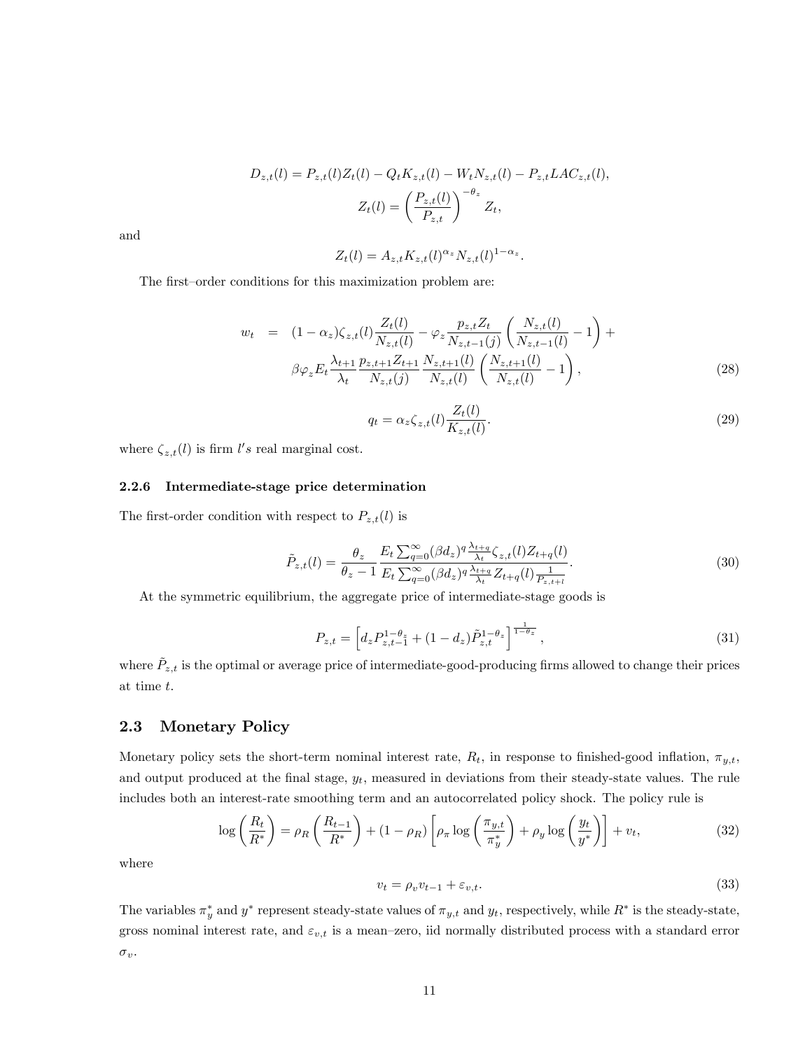$$D_{z,t}(l) = P_{z,t}(l)Z_t(l) - Q_t K_{z,t}(l) - W_t N_{z,t}(l) - P_{z,t} LAC_{z,t}(l),$$

$$Z_t(l) = \left(\frac{P_{z,t}(l)}{P_{z,t}}\right)^{-\theta_z} Z_t,$$

and

$$Z_t(l) = A_{z,t} K_{z,t}(l)^{\alpha_z} N_{z,t}(l)^{1-\alpha_z}.$$

The first–order conditions for this maximization problem are:

$$\begin{aligned} w_t &= (1-\alpha_z)\zeta_{z,t}(l)\frac{Z_t(l)}{N_{z,t}(l)} - \varphi_z \frac{p_{z,t} Z_t}{N_{z,t-1}(j)}\left(\frac{N_{z,t}(l)}{N_{z,t-1}(l)} - 1\right) + \\ &\quad \beta\varphi_z E_t \frac{\lambda_{t+1}}{\lambda_t}\frac{p_{z,t+1}Z_{t+1}}{N_{z,t}(j)}\frac{N_{z,t+1}(l)}{N_{z,t}(l)}\left(\frac{N_{z,t+1}(l)}{N_{z,t}(l)} - 1\right), \end{aligned} \tag{28}$$

$$q_t = \alpha_z \zeta_{z,t}(l)\frac{Z_t(l)}{K_{z,t}(l)}. \tag{29}$$

where $\zeta_{z,t}(l)$ is firm $l's$ real marginal cost.

### 2.2.6 Intermediate-stage price determination

The first-order condition with respect to $P_{z,t}(l)$ is

$$\tilde{P}_{z,t}(l) = \frac{\theta_z}{\theta_z - 1}\frac{E_t \sum_{q=0}^{\infty}(\beta d_z)^q \frac{\lambda_{t+q}}{\lambda_t}\zeta_{z,t}(l)Z_{t+q}(l)}{E_t \sum_{q=0}^{\infty}(\beta d_z)^q \frac{\lambda_{t+q}}{\lambda_t}Z_{t+q}(l)\frac{1}{P_{z,t+l}}}. \tag{30}$$

At the symmetric equilibrium, the aggregate price of intermediate-stage goods is

$$P_{z,t} = \left[d_z P_{z,t-1}^{1-\theta_z} + (1-d_z)\tilde{P}_{z,t}^{1-\theta_z}\right]^{\frac{1}{1-\theta_z}}, \tag{31}$$

where $\tilde{P}_{z,t}$ is the optimal or average price of intermediate-good-producing firms allowed to change their prices at time $t$.

## 2.3 Monetary Policy

Monetary policy sets the short-term nominal interest rate, $R_t$, in response to finished-good inflation, $\pi_{y,t}$, and output produced at the final stage, $y_t$, measured in deviations from their steady-state values. The rule includes both an interest-rate smoothing term and an autocorrelated policy shock. The policy rule is

$$\log\left(\frac{R_t}{R^*}\right) = \rho_R\left(\frac{R_{t-1}}{R^*}\right) + (1-\rho_R)\left[\rho_\pi \log\left(\frac{\pi_{y,t}}{\pi_y^*}\right) + \rho_y \log\left(\frac{y_t}{y^*}\right)\right] + v_t, \tag{32}$$

where

$$v_t = \rho_v v_{t-1} + \varepsilon_{v,t}. \tag{33}$$

The variables $\pi_y^*$ and $y^*$ represent steady-state values of $\pi_{y,t}$ and $y_t$, respectively, while $R^*$ is the steady-state, gross nominal interest rate, and $\varepsilon_{v,t}$ is a mean–zero, iid normally distributed process with a standard error $\sigma_v$.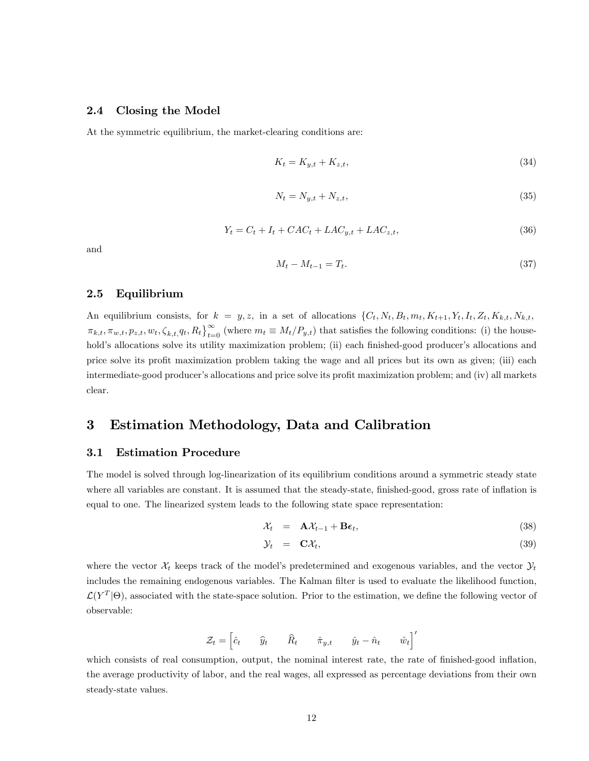### 2.4 Closing the Model

At the symmetric equilibrium, the market-clearing conditions are:

$$K_t = K_{y,t} + K_{z,t}, \tag{34}$$

$$N_t = N_{y,t} + N_{z,t}, \tag{35}$$

$$Y_t = C_t + I_t + CAC_t + LAC_{y,t} + LAC_{z,t}, \tag{36}$$

and

$$M_t - M_{t-1} = T_t. \tag{37}$$

### 2.5 Equilibrium

An equilibrium consists, for $k = y, z$, in a set of allocations $\{C_t, N_t, B_t, m_t, K_{t+1}, Y_t, I_t, Z_t, K_{k,t}, N_{k,t}, \pi_{k,t}, \pi_{w,t}, p_{z,t}, w_t, \zeta_{k,t}, q_t, R_t\}_{t=0}^{\infty}$ (where $m_t \equiv M_t/P_{y,t}$) that satisfies the following conditions: (i) the household's allocations solve its utility maximization problem; (ii) each finished-good producer's allocations and price solve its profit maximization problem taking the wage and all prices but its own as given; (iii) each intermediate-good producer's allocations and price solve its profit maximization problem; and (iv) all markets clear.

## 3 Estimation Methodology, Data and Calibration

### 3.1 Estimation Procedure

The model is solved through log-linearization of its equilibrium conditions around a symmetric steady state where all variables are constant. It is assumed that the steady-state, finished-good, gross rate of inflation is equal to one. The linearized system leads to the following state space representation:

$$\mathcal{X}_t = \mathbf{A}\mathcal{X}_{t-1} + \mathbf{B}\boldsymbol{\epsilon}_t, \tag{38}$$

$$\mathcal{Y}_t = \mathbf{C}\mathcal{X}_t, \tag{39}$$

where the vector $\mathcal{X}_t$ keeps track of the model's predetermined and exogenous variables, and the vector $\mathcal{Y}_t$ includes the remaining endogenous variables. The Kalman filter is used to evaluate the likelihood function, $\mathcal{L}(Y^T|\Theta)$, associated with the state-space solution. Prior to the estimation, we define the following vector of observable:

$$\mathcal{Z}_t = \begin{bmatrix} \hat{c}_t & \widehat{y}_t & \widehat{R}_t & \hat{\pi}_{y,t} & \hat{y}_t - \hat{n}_t & \hat{w}_t \end{bmatrix}'$$

which consists of real consumption, output, the nominal interest rate, the rate of finished-good inflation, the average productivity of labor, and the real wages, all expressed as percentage deviations from their own steady-state values.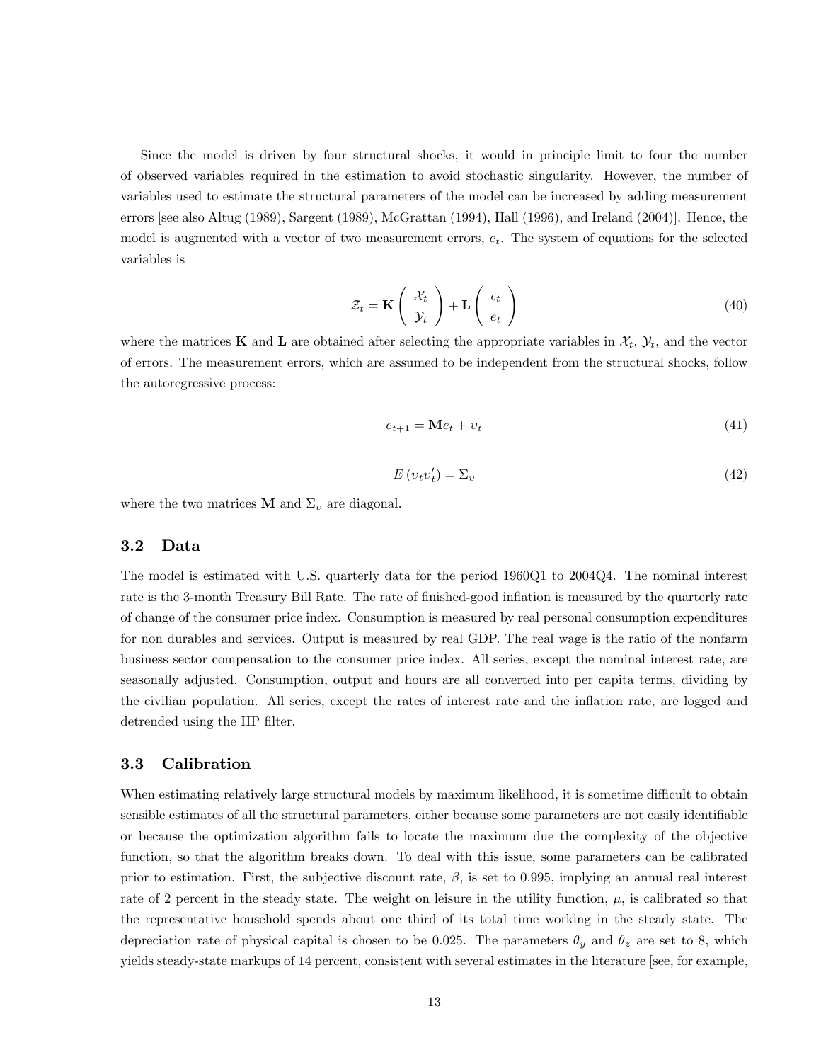Since the model is driven by four structural shocks, it would in principle limit to four the number of observed variables required in the estimation to avoid stochastic singularity. However, the number of variables used to estimate the structural parameters of the model can be increased by adding measurement errors [see also Altug (1989), Sargent (1989), McGrattan (1994), Hall (1996), and Ireland (2004)]. Hence, the model is augmented with a vector of two measurement errors, $e_t$. The system of equations for the selected variables is

$$\mathcal{Z}_t = \mathbf{K} \begin{pmatrix} \mathcal{X}_t \\ \mathcal{Y}_t \end{pmatrix} + \mathbf{L} \begin{pmatrix} \epsilon_t \\ e_t \end{pmatrix} \tag{40}$$

where the matrices $\mathbf{K}$ and $\mathbf{L}$ are obtained after selecting the appropriate variables in $\mathcal{X}_t$, $\mathcal{Y}_t$, and the vector of errors. The measurement errors, which are assumed to be independent from the structural shocks, follow the autoregressive process:

$$e_{t+1} = \mathbf{M} e_t + \upsilon_t \tag{41}$$

$$E\left(\upsilon_t \upsilon_t'\right) = \Sigma_\upsilon \tag{42}$$

where the two matrices $\mathbf{M}$ and $\Sigma_\upsilon$ are diagonal.

### 3.2 Data

The model is estimated with U.S. quarterly data for the period 1960Q1 to 2004Q4. The nominal interest rate is the 3-month Treasury Bill Rate. The rate of finished-good inflation is measured by the quarterly rate of change of the consumer price index. Consumption is measured by real personal consumption expenditures for non durables and services. Output is measured by real GDP. The real wage is the ratio of the nonfarm business sector compensation to the consumer price index. All series, except the nominal interest rate, are seasonally adjusted. Consumption, output and hours are all converted into per capita terms, dividing by the civilian population. All series, except the rates of interest rate and the inflation rate, are logged and detrended using the HP filter.

### 3.3 Calibration

When estimating relatively large structural models by maximum likelihood, it is sometime difficult to obtain sensible estimates of all the structural parameters, either because some parameters are not easily identifiable or because the optimization algorithm fails to locate the maximum due the complexity of the objective function, so that the algorithm breaks down. To deal with this issue, some parameters can be calibrated prior to estimation. First, the subjective discount rate, $\beta$, is set to 0.995, implying an annual real interest rate of 2 percent in the steady state. The weight on leisure in the utility function, $\mu$, is calibrated so that the representative household spends about one third of its total time working in the steady state. The depreciation rate of physical capital is chosen to be 0.025. The parameters $\theta_y$ and $\theta_z$ are set to 8, which yields steady-state markups of 14 percent, consistent with several estimates in the literature [see, for example,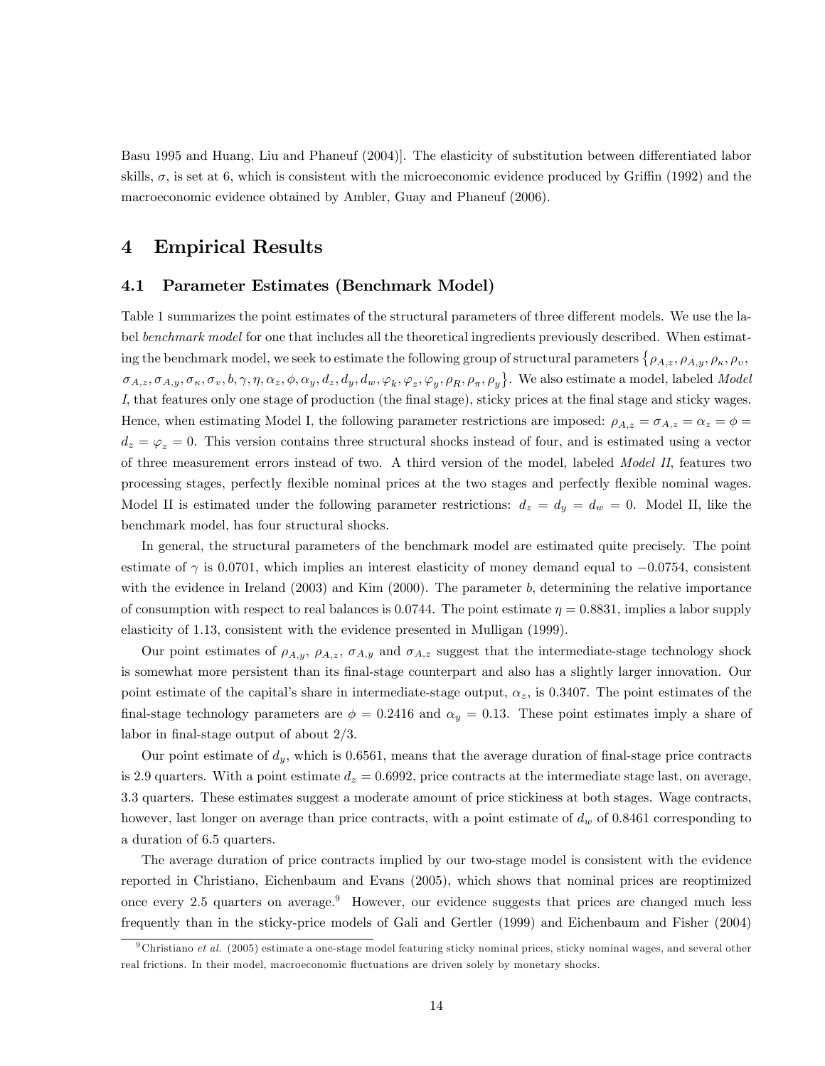Basu 1995 and Huang, Liu and Phaneuf (2004)]. The elasticity of substitution between differentiated labor skills, $\sigma$, is set at 6, which is consistent with the microeconomic evidence produced by Griffin (1992) and the macroeconomic evidence obtained by Ambler, Guay and Phaneuf (2006).

# 4 Empirical Results

## 4.1 Parameter Estimates (Benchmark Model)

Table 1 summarizes the point estimates of the structural parameters of three different models. We use the label *benchmark model* for one that includes all the theoretical ingredients previously described. When estimating the benchmark model, we seek to estimate the following group of structural parameters $\{\rho_{A,z}, \rho_{A,y}, \rho_{\kappa}, \rho_{\upsilon}, \sigma_{A,z}, \sigma_{A,y}, \sigma_{\kappa}, \sigma_{\upsilon}, b, \gamma, \eta, \alpha_z, \phi, \alpha_y, d_z, d_y, d_w, \varphi_k, \varphi_z, \varphi_y, \rho_R, \rho_\pi, \rho_y\}$. We also estimate a model, labeled *Model I*, that features only one stage of production (the final stage), sticky prices at the final stage and sticky wages. Hence, when estimating Model I, the following parameter restrictions are imposed: $\rho_{A,z} = \sigma_{A,z} = \alpha_z = \phi = d_z = \varphi_z = 0$. This version contains three structural shocks instead of four, and is estimated using a vector of three measurement errors instead of two. A third version of the model, labeled *Model II*, features two processing stages, perfectly flexible nominal prices at the two stages and perfectly flexible nominal wages. Model II is estimated under the following parameter restrictions: $d_z = d_y = d_w = 0$. Model II, like the benchmark model, has four structural shocks.

In general, the structural parameters of the benchmark model are estimated quite precisely. The point estimate of $\gamma$ is 0.0701, which implies an interest elasticity of money demand equal to $-0.0754$, consistent with the evidence in Ireland (2003) and Kim (2000). The parameter $b$, determining the relative importance of consumption with respect to real balances is 0.0744. The point estimate $\eta = 0.8831$, implies a labor supply elasticity of 1.13, consistent with the evidence presented in Mulligan (1999).

Our point estimates of $\rho_{A,y}$, $\rho_{A,z}$, $\sigma_{A,y}$ and $\sigma_{A,z}$ suggest that the intermediate-stage technology shock is somewhat more persistent than its final-stage counterpart and also has a slightly larger innovation. Our point estimate of the capital's share in intermediate-stage output, $\alpha_z$, is 0.3407. The point estimates of the final-stage technology parameters are $\phi = 0.2416$ and $\alpha_y = 0.13$. These point estimates imply a share of labor in final-stage output of about 2/3.

Our point estimate of $d_y$, which is 0.6561, means that the average duration of final-stage price contracts is 2.9 quarters. With a point estimate $d_z = 0.6992$, price contracts at the intermediate stage last, on average, 3.3 quarters. These estimates suggest a moderate amount of price stickiness at both stages. Wage contracts, however, last longer on average than price contracts, with a point estimate of $d_w$ of 0.8461 corresponding to a duration of 6.5 quarters.

The average duration of price contracts implied by our two-stage model is consistent with the evidence reported in Christiano, Eichenbaum and Evans (2005), which shows that nominal prices are reoptimized once every 2.5 quarters on average.[9] However, our evidence suggests that prices are changed much less frequently than in the sticky-price models of Gali and Gertler (1999) and Eichenbaum and Fisher (2004)

[9] Christiano *et al.* (2005) estimate a one-stage model featuring sticky nominal prices, sticky nominal wages, and several other real frictions. In their model, macroeconomic fluctuations are driven solely by monetary shocks.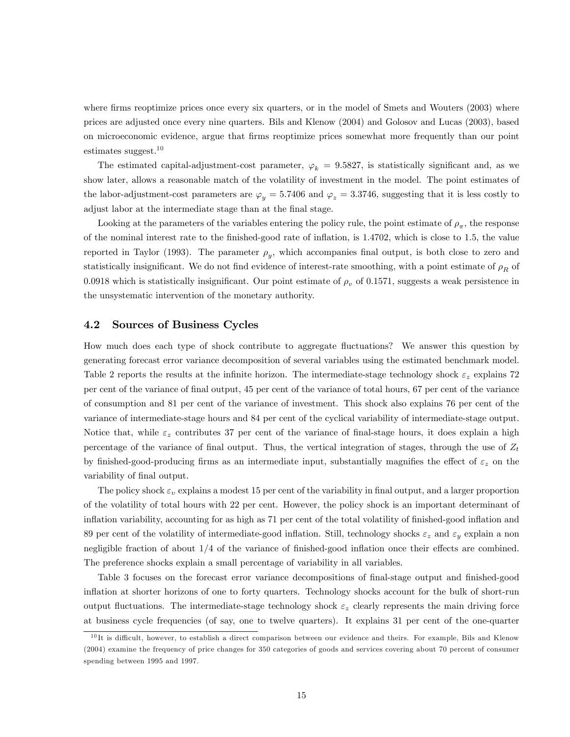where firms reoptimize prices once every six quarters, or in the model of Smets and Wouters (2003) where prices are adjusted once every nine quarters. Bils and Klenow (2004) and Golosov and Lucas (2003), based on microeconomic evidence, argue that firms reoptimize prices somewhat more frequently than our point estimates suggest.[10]

The estimated capital-adjustment-cost parameter, $\varphi_k = 9.5827$, is statistically significant and, as we show later, allows a reasonable match of the volatility of investment in the model. The point estimates of the labor-adjustment-cost parameters are $\varphi_y = 5.7406$ and $\varphi_z = 3.3746$, suggesting that it is less costly to adjust labor at the intermediate stage than at the final stage.

Looking at the parameters of the variables entering the policy rule, the point estimate of $\rho_\pi$, the response of the nominal interest rate to the finished-good rate of inflation, is 1.4702, which is close to 1.5, the value reported in Taylor (1993). The parameter $\rho_y$, which accompanies final output, is both close to zero and statistically insignificant. We do not find evidence of interest-rate smoothing, with a point estimate of $\rho_R$ of 0.0918 which is statistically insignificant. Our point estimate of $\rho_v$ of 0.1571, suggests a weak persistence in the unsystematic intervention of the monetary authority.

## 4.2 Sources of Business Cycles

How much does each type of shock contribute to aggregate fluctuations? We answer this question by generating forecast error variance decomposition of several variables using the estimated benchmark model. Table 2 reports the results at the infinite horizon. The intermediate-stage technology shock $\varepsilon_z$ explains 72 per cent of the variance of final output, 45 per cent of the variance of total hours, 67 per cent of the variance of consumption and 81 per cent of the variance of investment. This shock also explains 76 per cent of the variance of intermediate-stage hours and 84 per cent of the cyclical variability of intermediate-stage output. Notice that, while $\varepsilon_z$ contributes 37 per cent of the variance of final-stage hours, it does explain a high percentage of the variance of final output. Thus, the vertical integration of stages, through the use of $Z_t$ by finished-good-producing firms as an intermediate input, substantially magnifies the effect of $\varepsilon_z$ on the variability of final output.

The policy shock $\varepsilon_v$ explains a modest 15 per cent of the variability in final output, and a larger proportion of the volatility of total hours with 22 per cent. However, the policy shock is an important determinant of inflation variability, accounting for as high as 71 per cent of the total volatility of finished-good inflation and 89 per cent of the volatility of intermediate-good inflation. Still, technology shocks $\varepsilon_z$ and $\varepsilon_y$ explain a non negligible fraction of about 1/4 of the variance of finished-good inflation once their effects are combined. The preference shocks explain a small percentage of variability in all variables.

Table 3 focuses on the forecast error variance decompositions of final-stage output and finished-good inflation at shorter horizons of one to forty quarters. Technology shocks account for the bulk of short-run output fluctuations. The intermediate-stage technology shock $\varepsilon_z$ clearly represents the main driving force at business cycle frequencies (of say, one to twelve quarters). It explains 31 per cent of the one-quarter

[10] It is difficult, however, to establish a direct comparison between our evidence and theirs. For example, Bils and Klenow (2004) examine the frequency of price changes for 350 categories of goods and services covering about 70 percent of consumer spending between 1995 and 1997.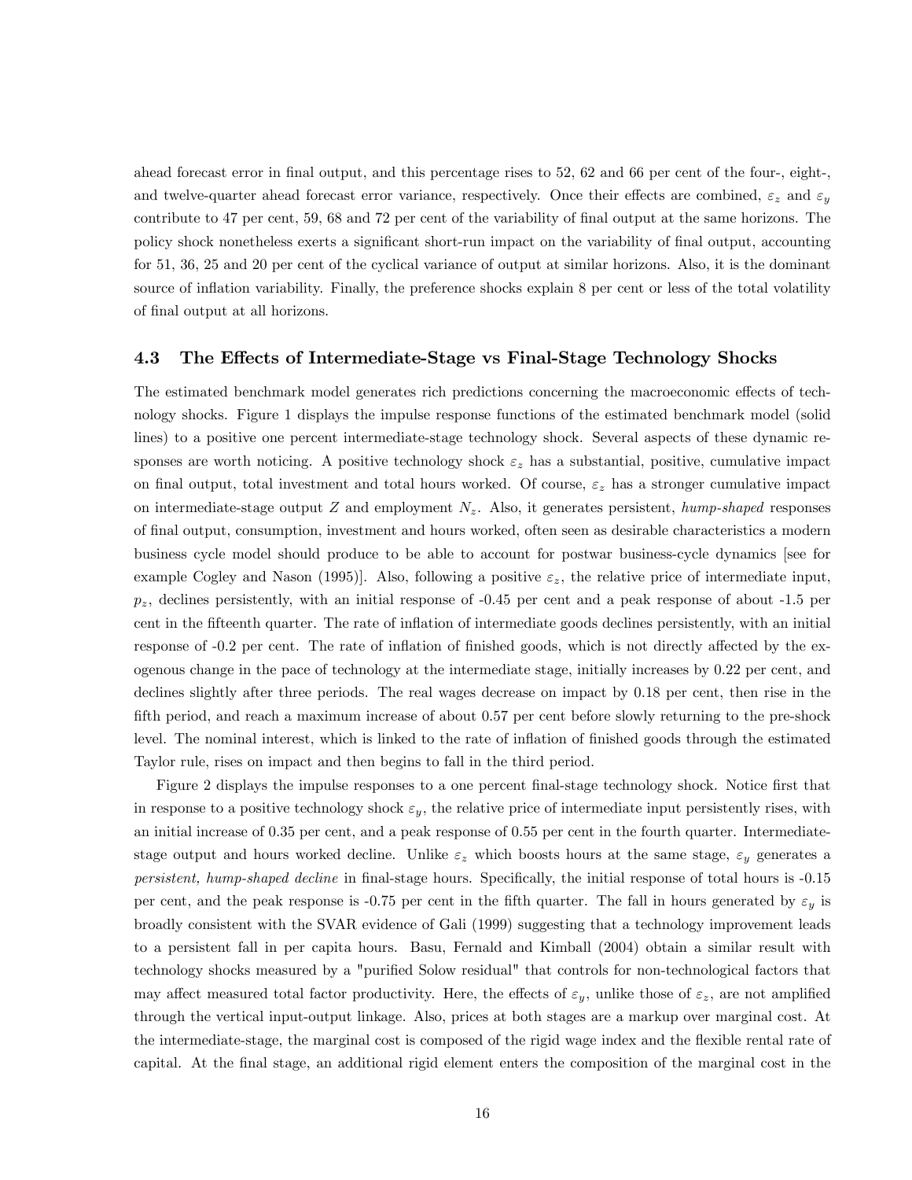ahead forecast error in final output, and this percentage rises to 52, 62 and 66 per cent of the four-, eight-, and twelve-quarter ahead forecast error variance, respectively. Once their effects are combined, $\varepsilon_z$ and $\varepsilon_y$ contribute to 47 per cent, 59, 68 and 72 per cent of the variability of final output at the same horizons. The policy shock nonetheless exerts a significant short-run impact on the variability of final output, accounting for 51, 36, 25 and 20 per cent of the cyclical variance of output at similar horizons. Also, it is the dominant source of inflation variability. Finally, the preference shocks explain 8 per cent or less of the total volatility of final output at all horizons.

### 4.3 The Effects of Intermediate-Stage vs Final-Stage Technology Shocks

The estimated benchmark model generates rich predictions concerning the macroeconomic effects of technology shocks. Figure 1 displays the impulse response functions of the estimated benchmark model (solid lines) to a positive one percent intermediate-stage technology shock. Several aspects of these dynamic responses are worth noticing. A positive technology shock $\varepsilon_z$ has a substantial, positive, cumulative impact on final output, total investment and total hours worked. Of course, $\varepsilon_z$ has a stronger cumulative impact on intermediate-stage output $Z$ and employment $N_z$. Also, it generates persistent, *hump-shaped* responses of final output, consumption, investment and hours worked, often seen as desirable characteristics a modern business cycle model should produce to be able to account for postwar business-cycle dynamics [see for example Cogley and Nason (1995)]. Also, following a positive $\varepsilon_z$, the relative price of intermediate input, $p_z$, declines persistently, with an initial response of -0.45 per cent and a peak response of about -1.5 per cent in the fifteenth quarter. The rate of inflation of intermediate goods declines persistently, with an initial response of -0.2 per cent. The rate of inflation of finished goods, which is not directly affected by the exogenous change in the pace of technology at the intermediate stage, initially increases by 0.22 per cent, and declines slightly after three periods. The real wages decrease on impact by 0.18 per cent, then rise in the fifth period, and reach a maximum increase of about 0.57 per cent before slowly returning to the pre-shock level. The nominal interest, which is linked to the rate of inflation of finished goods through the estimated Taylor rule, rises on impact and then begins to fall in the third period.

Figure 2 displays the impulse responses to a one percent final-stage technology shock. Notice first that in response to a positive technology shock $\varepsilon_y$, the relative price of intermediate input persistently rises, with an initial increase of 0.35 per cent, and a peak response of 0.55 per cent in the fourth quarter. Intermediate-stage output and hours worked decline. Unlike $\varepsilon_z$ which boosts hours at the same stage, $\varepsilon_y$ generates a *persistent, hump-shaped decline* in final-stage hours. Specifically, the initial response of total hours is -0.15 per cent, and the peak response is -0.75 per cent in the fifth quarter. The fall in hours generated by $\varepsilon_y$ is broadly consistent with the SVAR evidence of Gali (1999) suggesting that a technology improvement leads to a persistent fall in per capita hours. Basu, Fernald and Kimball (2004) obtain a similar result with technology shocks measured by a "purified Solow residual" that controls for non-technological factors that may affect measured total factor productivity. Here, the effects of $\varepsilon_y$, unlike those of $\varepsilon_z$, are not amplified through the vertical input-output linkage. Also, prices at both stages are a markup over marginal cost. At the intermediate-stage, the marginal cost is composed of the rigid wage index and the flexible rental rate of capital. At the final stage, an additional rigid element enters the composition of the marginal cost in the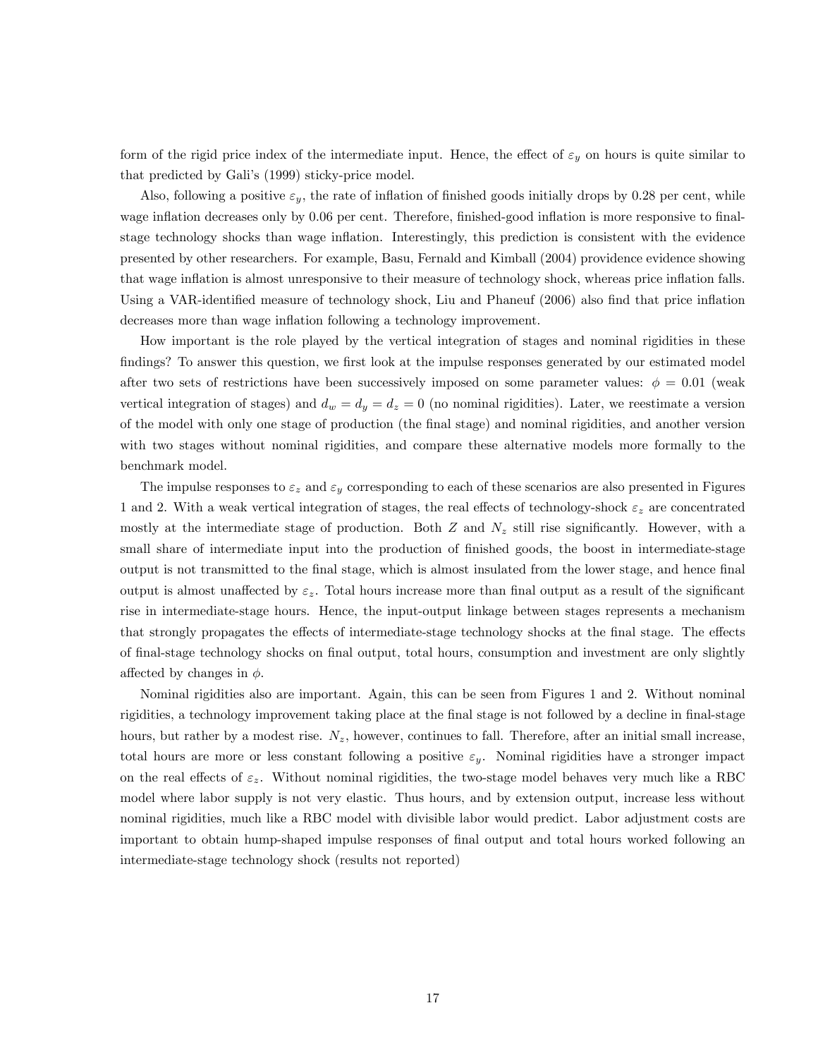form of the rigid price index of the intermediate input. Hence, the effect of $\varepsilon_y$ on hours is quite similar to that predicted by Gali's (1999) sticky-price model.

Also, following a positive $\varepsilon_y$, the rate of inflation of finished goods initially drops by 0.28 per cent, while wage inflation decreases only by 0.06 per cent. Therefore, finished-good inflation is more responsive to final-stage technology shocks than wage inflation. Interestingly, this prediction is consistent with the evidence presented by other researchers. For example, Basu, Fernald and Kimball (2004) providence evidence showing that wage inflation is almost unresponsive to their measure of technology shock, whereas price inflation falls. Using a VAR-identified measure of technology shock, Liu and Phaneuf (2006) also find that price inflation decreases more than wage inflation following a technology improvement.

How important is the role played by the vertical integration of stages and nominal rigidities in these findings? To answer this question, we first look at the impulse responses generated by our estimated model after two sets of restrictions have been successively imposed on some parameter values: $\phi = 0.01$ (weak vertical integration of stages) and $d_w = d_y = d_z = 0$ (no nominal rigidities). Later, we reestimate a version of the model with only one stage of production (the final stage) and nominal rigidities, and another version with two stages without nominal rigidities, and compare these alternative models more formally to the benchmark model.

The impulse responses to $\varepsilon_z$ and $\varepsilon_y$ corresponding to each of these scenarios are also presented in Figures 1 and 2. With a weak vertical integration of stages, the real effects of technology-shock $\varepsilon_z$ are concentrated mostly at the intermediate stage of production. Both $Z$ and $N_z$ still rise significantly. However, with a small share of intermediate input into the production of finished goods, the boost in intermediate-stage output is not transmitted to the final stage, which is almost insulated from the lower stage, and hence final output is almost unaffected by $\varepsilon_z$. Total hours increase more than final output as a result of the significant rise in intermediate-stage hours. Hence, the input-output linkage between stages represents a mechanism that strongly propagates the effects of intermediate-stage technology shocks at the final stage. The effects of final-stage technology shocks on final output, total hours, consumption and investment are only slightly affected by changes in $\phi$.

Nominal rigidities also are important. Again, this can be seen from Figures 1 and 2. Without nominal rigidities, a technology improvement taking place at the final stage is not followed by a decline in final-stage hours, but rather by a modest rise. $N_z$, however, continues to fall. Therefore, after an initial small increase, total hours are more or less constant following a positive $\varepsilon_y$. Nominal rigidities have a stronger impact on the real effects of $\varepsilon_z$. Without nominal rigidities, the two-stage model behaves very much like a RBC model where labor supply is not very elastic. Thus hours, and by extension output, increase less without nominal rigidities, much like a RBC model with divisible labor would predict. Labor adjustment costs are important to obtain hump-shaped impulse responses of final output and total hours worked following an intermediate-stage technology shock (results not reported)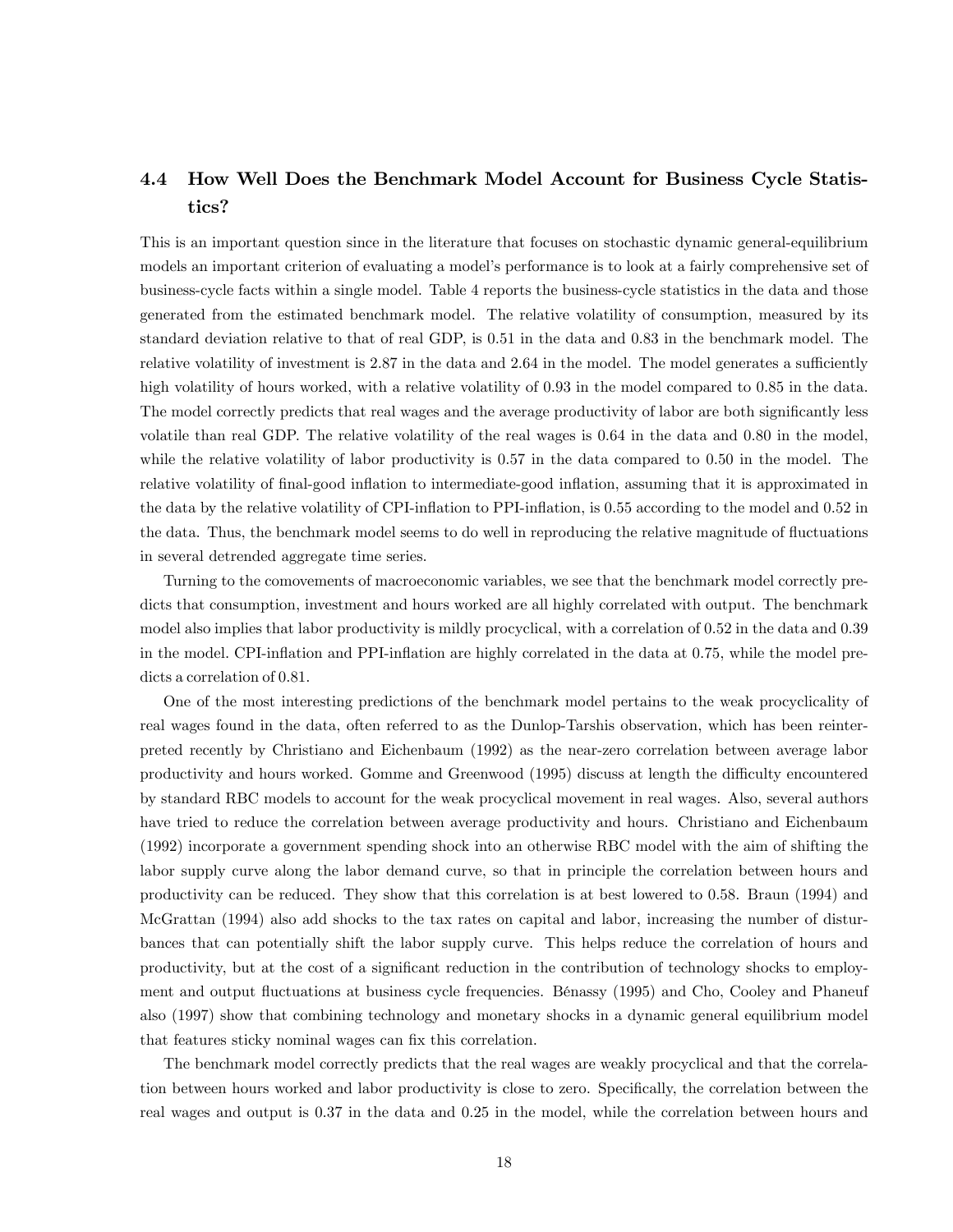### 4.4 How Well Does the Benchmark Model Account for Business Cycle Statistics?

This is an important question since in the literature that focuses on stochastic dynamic general-equilibrium models an important criterion of evaluating a model's performance is to look at a fairly comprehensive set of business-cycle facts within a single model. Table 4 reports the business-cycle statistics in the data and those generated from the estimated benchmark model. The relative volatility of consumption, measured by its standard deviation relative to that of real GDP, is 0.51 in the data and 0.83 in the benchmark model. The relative volatility of investment is 2.87 in the data and 2.64 in the model. The model generates a sufficiently high volatility of hours worked, with a relative volatility of 0.93 in the model compared to 0.85 in the data. The model correctly predicts that real wages and the average productivity of labor are both significantly less volatile than real GDP. The relative volatility of the real wages is 0.64 in the data and 0.80 in the model, while the relative volatility of labor productivity is 0.57 in the data compared to 0.50 in the model. The relative volatility of final-good inflation to intermediate-good inflation, assuming that it is approximated in the data by the relative volatility of CPI-inflation to PPI-inflation, is 0.55 according to the model and 0.52 in the data. Thus, the benchmark model seems to do well in reproducing the relative magnitude of fluctuations in several detrended aggregate time series.

Turning to the comovements of macroeconomic variables, we see that the benchmark model correctly predicts that consumption, investment and hours worked are all highly correlated with output. The benchmark model also implies that labor productivity is mildly procyclical, with a correlation of 0.52 in the data and 0.39 in the model. CPI-inflation and PPI-inflation are highly correlated in the data at 0.75, while the model predicts a correlation of 0.81.

One of the most interesting predictions of the benchmark model pertains to the weak procyclicality of real wages found in the data, often referred to as the Dunlop-Tarshis observation, which has been reinterpreted recently by Christiano and Eichenbaum (1992) as the near-zero correlation between average labor productivity and hours worked. Gomme and Greenwood (1995) discuss at length the difficulty encountered by standard RBC models to account for the weak procyclical movement in real wages. Also, several authors have tried to reduce the correlation between average productivity and hours. Christiano and Eichenbaum (1992) incorporate a government spending shock into an otherwise RBC model with the aim of shifting the labor supply curve along the labor demand curve, so that in principle the correlation between hours and productivity can be reduced. They show that this correlation is at best lowered to 0.58. Braun (1994) and McGrattan (1994) also add shocks to the tax rates on capital and labor, increasing the number of disturbances that can potentially shift the labor supply curve. This helps reduce the correlation of hours and productivity, but at the cost of a significant reduction in the contribution of technology shocks to employment and output fluctuations at business cycle frequencies. Bénassy (1995) and Cho, Cooley and Phaneuf also (1997) show that combining technology and monetary shocks in a dynamic general equilibrium model that features sticky nominal wages can fix this correlation.

The benchmark model correctly predicts that the real wages are weakly procyclical and that the correlation between hours worked and labor productivity is close to zero. Specifically, the correlation between the real wages and output is 0.37 in the data and 0.25 in the model, while the correlation between hours and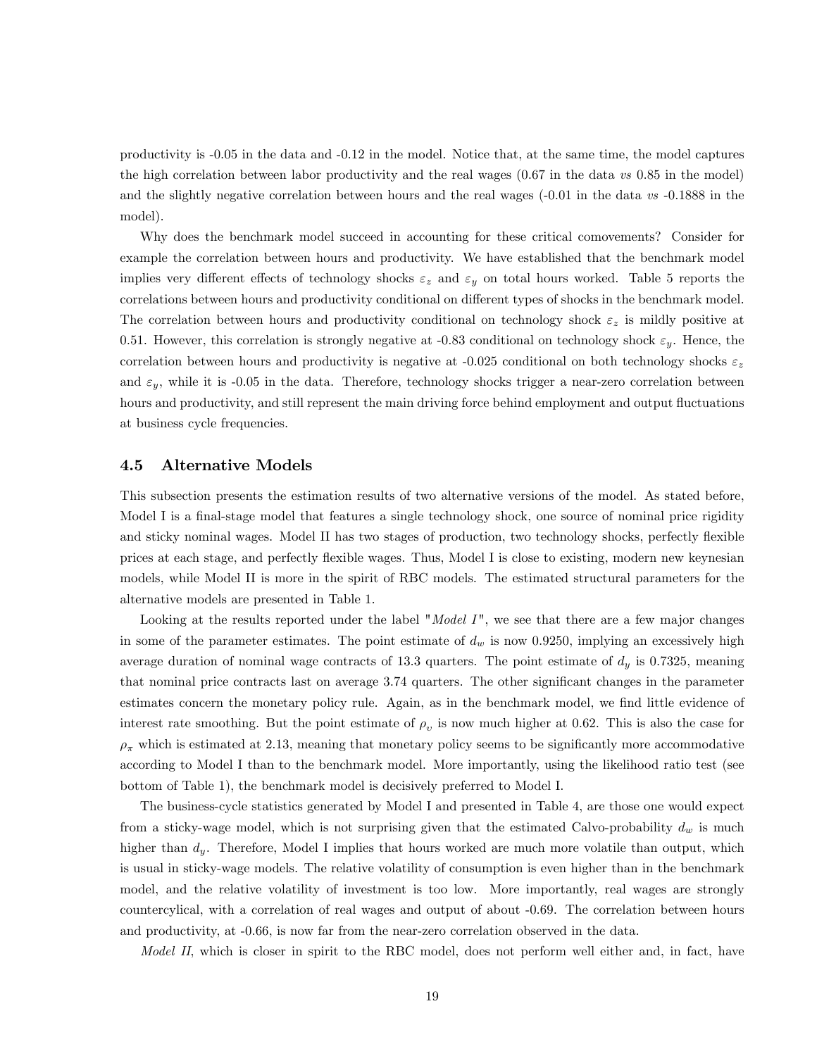productivity is -0.05 in the data and -0.12 in the model. Notice that, at the same time, the model captures the high correlation between labor productivity and the real wages (0.67 in the data *vs* 0.85 in the model) and the slightly negative correlation between hours and the real wages (-0.01 in the data *vs* -0.1888 in the model).

Why does the benchmark model succeed in accounting for these critical comovements? Consider for example the correlation between hours and productivity. We have established that the benchmark model implies very different effects of technology shocks $\varepsilon_z$ and $\varepsilon_y$ on total hours worked. Table 5 reports the correlations between hours and productivity conditional on different types of shocks in the benchmark model. The correlation between hours and productivity conditional on technology shock $\varepsilon_z$ is mildly positive at 0.51. However, this correlation is strongly negative at -0.83 conditional on technology shock $\varepsilon_y$. Hence, the correlation between hours and productivity is negative at -0.025 conditional on both technology shocks $\varepsilon_z$ and $\varepsilon_y$, while it is -0.05 in the data. Therefore, technology shocks trigger a near-zero correlation between hours and productivity, and still represent the main driving force behind employment and output fluctuations at business cycle frequencies.

### 4.5 Alternative Models

This subsection presents the estimation results of two alternative versions of the model. As stated before, Model I is a final-stage model that features a single technology shock, one source of nominal price rigidity and sticky nominal wages. Model II has two stages of production, two technology shocks, perfectly flexible prices at each stage, and perfectly flexible wages. Thus, Model I is close to existing, modern new keynesian models, while Model II is more in the spirit of RBC models. The estimated structural parameters for the alternative models are presented in Table 1.

Looking at the results reported under the label "*Model I*", we see that there are a few major changes in some of the parameter estimates. The point estimate of $d_w$ is now 0.9250, implying an excessively high average duration of nominal wage contracts of 13.3 quarters. The point estimate of $d_y$ is 0.7325, meaning that nominal price contracts last on average 3.74 quarters. The other significant changes in the parameter estimates concern the monetary policy rule. Again, as in the benchmark model, we find little evidence of interest rate smoothing. But the point estimate of $\rho_\upsilon$ is now much higher at 0.62. This is also the case for $\rho_\pi$ which is estimated at 2.13, meaning that monetary policy seems to be significantly more accommodative according to Model I than to the benchmark model. More importantly, using the likelihood ratio test (see bottom of Table 1), the benchmark model is decisively preferred to Model I.

The business-cycle statistics generated by Model I and presented in Table 4, are those one would expect from a sticky-wage model, which is not surprising given that the estimated Calvo-probability $d_w$ is much higher than $d_y$. Therefore, Model I implies that hours worked are much more volatile than output, which is usual in sticky-wage models. The relative volatility of consumption is even higher than in the benchmark model, and the relative volatility of investment is too low. More importantly, real wages are strongly countercylical, with a correlation of real wages and output of about -0.69. The correlation between hours and productivity, at -0.66, is now far from the near-zero correlation observed in the data.

*Model II*, which is closer in spirit to the RBC model, does not perform well either and, in fact, have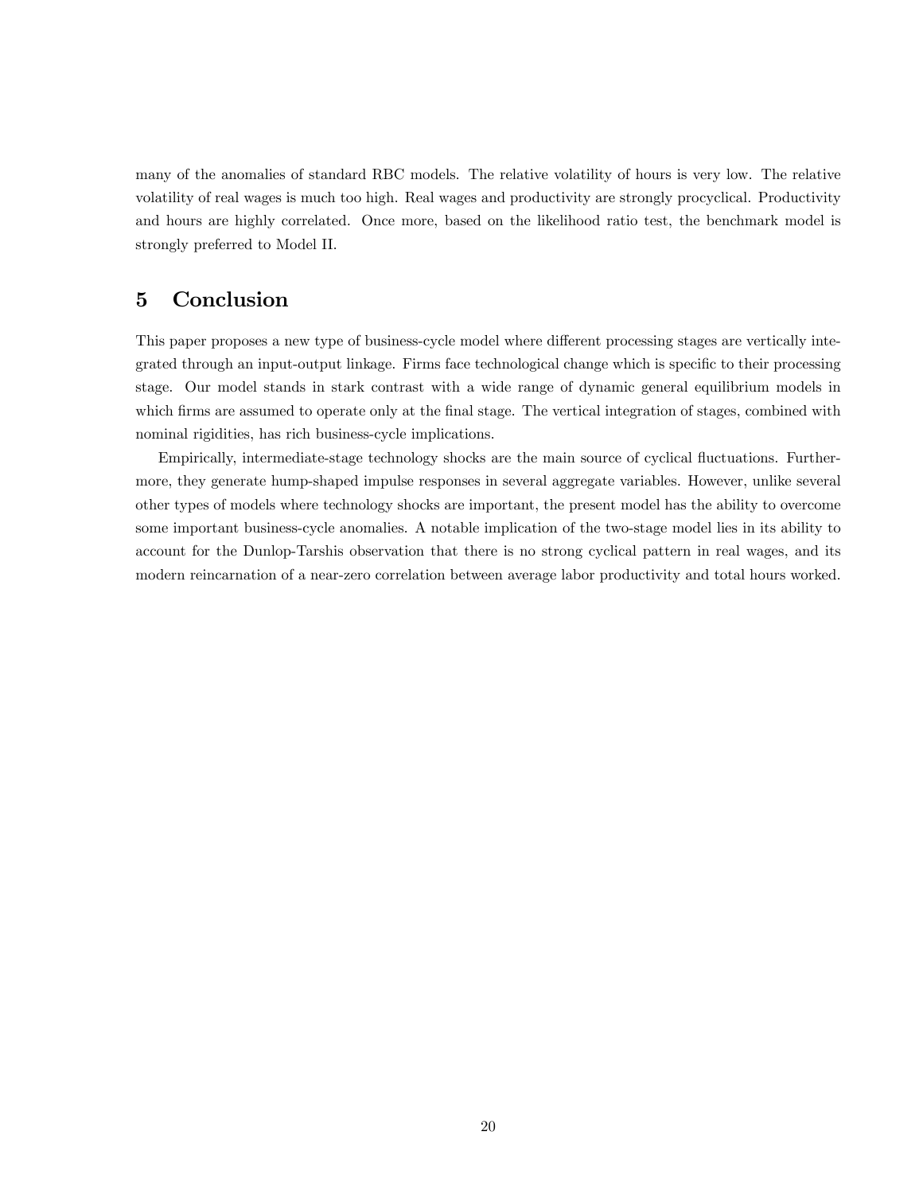many of the anomalies of standard RBC models. The relative volatility of hours is very low. The relative volatility of real wages is much too high. Real wages and productivity are strongly procyclical. Productivity and hours are highly correlated. Once more, based on the likelihood ratio test, the benchmark model is strongly preferred to Model II.

# 5 Conclusion

This paper proposes a new type of business-cycle model where different processing stages are vertically integrated through an input-output linkage. Firms face technological change which is specific to their processing stage. Our model stands in stark contrast with a wide range of dynamic general equilibrium models in which firms are assumed to operate only at the final stage. The vertical integration of stages, combined with nominal rigidities, has rich business-cycle implications.

Empirically, intermediate-stage technology shocks are the main source of cyclical fluctuations. Furthermore, they generate hump-shaped impulse responses in several aggregate variables. However, unlike several other types of models where technology shocks are important, the present model has the ability to overcome some important business-cycle anomalies. A notable implication of the two-stage model lies in its ability to account for the Dunlop-Tarshis observation that there is no strong cyclical pattern in real wages, and its modern reincarnation of a near-zero correlation between average labor productivity and total hours worked.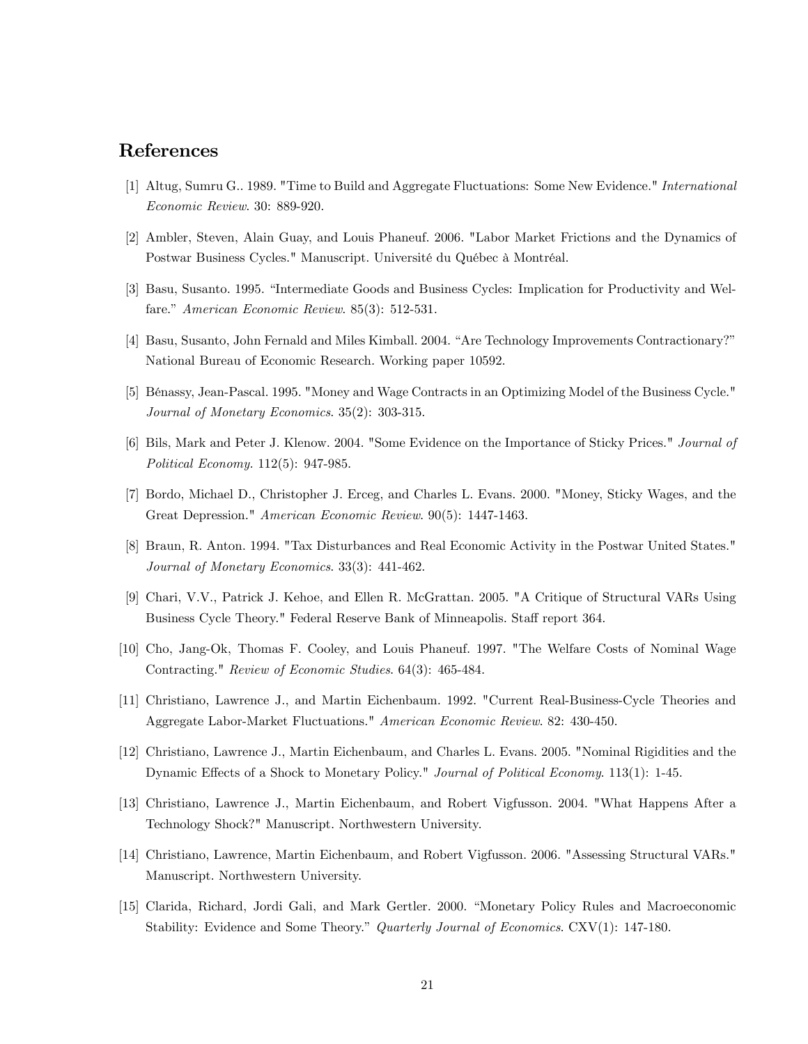# References

[1] Altug, Sumru G.. 1989. "Time to Build and Aggregate Fluctuations: Some New Evidence." *International Economic Review*. 30: 889-920.

[2] Ambler, Steven, Alain Guay, and Louis Phaneuf. 2006. "Labor Market Frictions and the Dynamics of Postwar Business Cycles." Manuscript. Université du Québec à Montréal.

[3] Basu, Susanto. 1995. "Intermediate Goods and Business Cycles: Implication for Productivity and Welfare." *American Economic Review*. 85(3): 512-531.

[4] Basu, Susanto, John Fernald and Miles Kimball. 2004. "Are Technology Improvements Contractionary?" National Bureau of Economic Research. Working paper 10592.

[5] Bénassy, Jean-Pascal. 1995. "Money and Wage Contracts in an Optimizing Model of the Business Cycle." *Journal of Monetary Economics*. 35(2): 303-315.

[6] Bils, Mark and Peter J. Klenow. 2004. "Some Evidence on the Importance of Sticky Prices." *Journal of Political Economy*. 112(5): 947-985.

[7] Bordo, Michael D., Christopher J. Erceg, and Charles L. Evans. 2000. "Money, Sticky Wages, and the Great Depression." *American Economic Review*. 90(5): 1447-1463.

[8] Braun, R. Anton. 1994. "Tax Disturbances and Real Economic Activity in the Postwar United States." *Journal of Monetary Economics*. 33(3): 441-462.

[9] Chari, V.V., Patrick J. Kehoe, and Ellen R. McGrattan. 2005. "A Critique of Structural VARs Using Business Cycle Theory." Federal Reserve Bank of Minneapolis. Staff report 364.

[10] Cho, Jang-Ok, Thomas F. Cooley, and Louis Phaneuf. 1997. "The Welfare Costs of Nominal Wage Contracting." *Review of Economic Studies*. 64(3): 465-484.

[11] Christiano, Lawrence J., and Martin Eichenbaum. 1992. "Current Real-Business-Cycle Theories and Aggregate Labor-Market Fluctuations." *American Economic Review*. 82: 430-450.

[12] Christiano, Lawrence J., Martin Eichenbaum, and Charles L. Evans. 2005. "Nominal Rigidities and the Dynamic Effects of a Shock to Monetary Policy." *Journal of Political Economy*. 113(1): 1-45.

[13] Christiano, Lawrence J., Martin Eichenbaum, and Robert Vigfusson. 2004. "What Happens After a Technology Shock?" Manuscript. Northwestern University.

[14] Christiano, Lawrence, Martin Eichenbaum, and Robert Vigfusson. 2006. "Assessing Structural VARs." Manuscript. Northwestern University.

[15] Clarida, Richard, Jordi Gali, and Mark Gertler. 2000. "Monetary Policy Rules and Macroeconomic Stability: Evidence and Some Theory." *Quarterly Journal of Economics*. CXV(1): 147-180.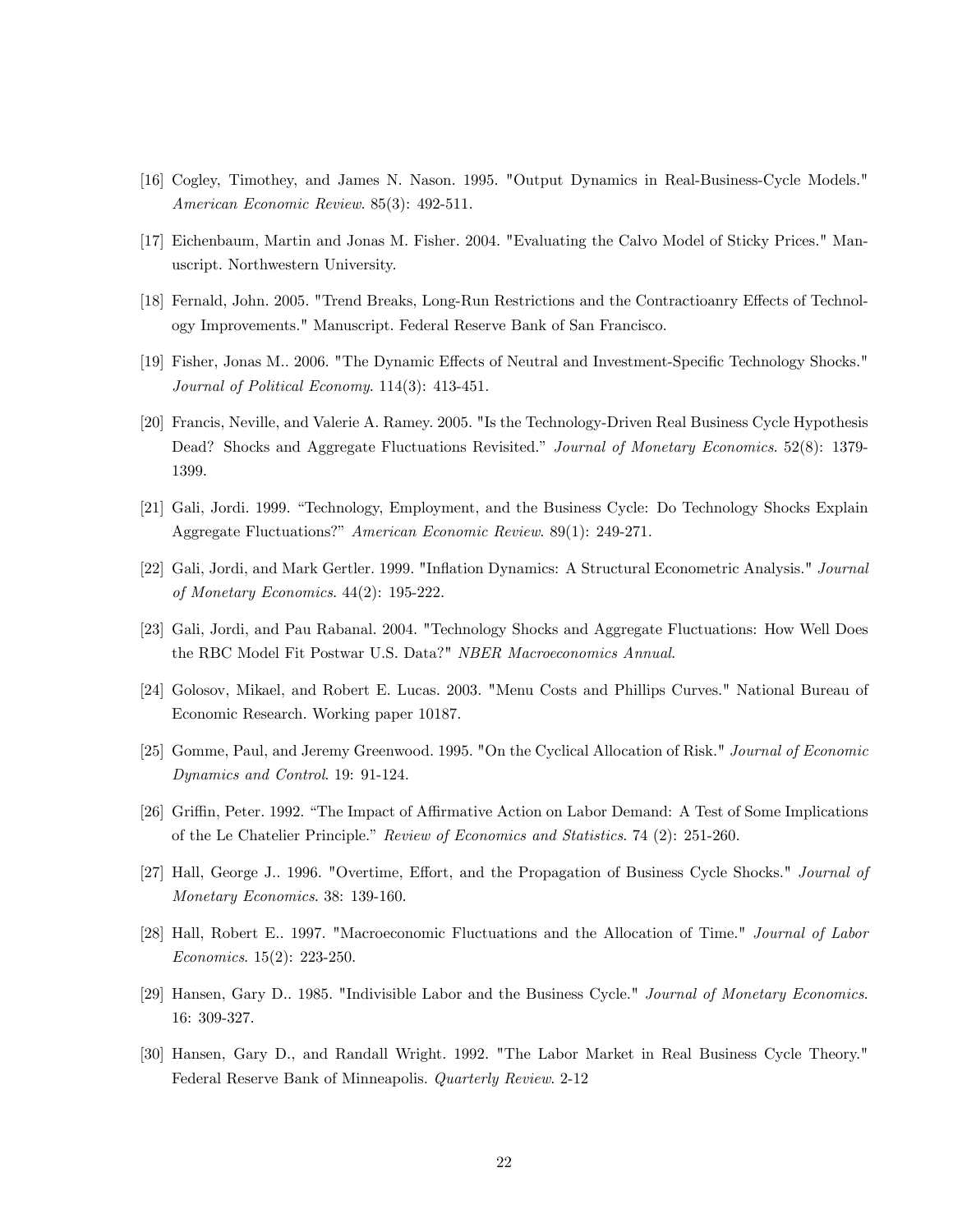[16] Cogley, Timothey, and James N. Nason. 1995. "Output Dynamics in Real-Business-Cycle Models." *American Economic Review*. 85(3): 492-511.

[17] Eichenbaum, Martin and Jonas M. Fisher. 2004. "Evaluating the Calvo Model of Sticky Prices." Manuscript. Northwestern University.

[18] Fernald, John. 2005. "Trend Breaks, Long-Run Restrictions and the Contractioanry Effects of Technology Improvements." Manuscript. Federal Reserve Bank of San Francisco.

[19] Fisher, Jonas M.. 2006. "The Dynamic Effects of Neutral and Investment-Specific Technology Shocks." *Journal of Political Economy*. 114(3): 413-451.

[20] Francis, Neville, and Valerie A. Ramey. 2005. "Is the Technology-Driven Real Business Cycle Hypothesis Dead? Shocks and Aggregate Fluctuations Revisited." *Journal of Monetary Economics*. 52(8): 1379-1399.

[21] Gali, Jordi. 1999. "Technology, Employment, and the Business Cycle: Do Technology Shocks Explain Aggregate Fluctuations?" *American Economic Review*. 89(1): 249-271.

[22] Gali, Jordi, and Mark Gertler. 1999. "Inflation Dynamics: A Structural Econometric Analysis." *Journal of Monetary Economics*. 44(2): 195-222.

[23] Gali, Jordi, and Pau Rabanal. 2004. "Technology Shocks and Aggregate Fluctuations: How Well Does the RBC Model Fit Postwar U.S. Data?" *NBER Macroeconomics Annual*.

[24] Golosov, Mikael, and Robert E. Lucas. 2003. "Menu Costs and Phillips Curves." National Bureau of Economic Research. Working paper 10187.

[25] Gomme, Paul, and Jeremy Greenwood. 1995. "On the Cyclical Allocation of Risk." *Journal of Economic Dynamics and Control*. 19: 91-124.

[26] Griffin, Peter. 1992. "The Impact of Affirmative Action on Labor Demand: A Test of Some Implications of the Le Chatelier Principle." *Review of Economics and Statistics*. 74 (2): 251-260.

[27] Hall, George J.. 1996. "Overtime, Effort, and the Propagation of Business Cycle Shocks." *Journal of Monetary Economics*. 38: 139-160.

[28] Hall, Robert E.. 1997. "Macroeconomic Fluctuations and the Allocation of Time." *Journal of Labor Economics*. 15(2): 223-250.

[29] Hansen, Gary D.. 1985. "Indivisible Labor and the Business Cycle." *Journal of Monetary Economics*. 16: 309-327.

[30] Hansen, Gary D., and Randall Wright. 1992. "The Labor Market in Real Business Cycle Theory." Federal Reserve Bank of Minneapolis. *Quarterly Review*. 2-12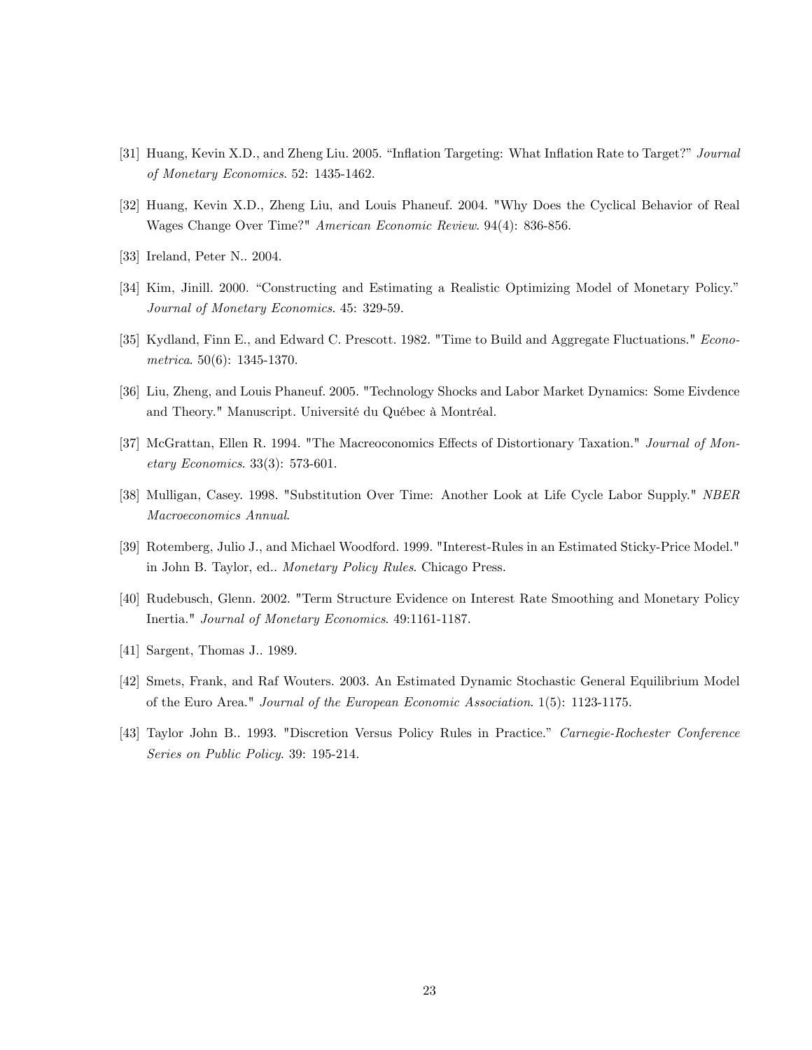[31] Huang, Kevin X.D., and Zheng Liu. 2005. "Inflation Targeting: What Inflation Rate to Target?" *Journal of Monetary Economics*. 52: 1435-1462.

[32] Huang, Kevin X.D., Zheng Liu, and Louis Phaneuf. 2004. "Why Does the Cyclical Behavior of Real Wages Change Over Time?" *American Economic Review*. 94(4): 836-856.

[33] Ireland, Peter N.. 2004.

[34] Kim, Jinill. 2000. "Constructing and Estimating a Realistic Optimizing Model of Monetary Policy." *Journal of Monetary Economics*. 45: 329-59.

[35] Kydland, Finn E., and Edward C. Prescott. 1982. "Time to Build and Aggregate Fluctuations." *Econometrica*. 50(6): 1345-1370.

[36] Liu, Zheng, and Louis Phaneuf. 2005. "Technology Shocks and Labor Market Dynamics: Some Eivdence and Theory." Manuscript. Université du Québec à Montréal.

[37] McGrattan, Ellen R. 1994. "The Macreoconomics Effects of Distortionary Taxation." *Journal of Monetary Economics*. 33(3): 573-601.

[38] Mulligan, Casey. 1998. "Substitution Over Time: Another Look at Life Cycle Labor Supply." *NBER Macroeconomics Annual*.

[39] Rotemberg, Julio J., and Michael Woodford. 1999. "Interest-Rules in an Estimated Sticky-Price Model." in John B. Taylor, ed.. *Monetary Policy Rules*. Chicago Press.

[40] Rudebusch, Glenn. 2002. "Term Structure Evidence on Interest Rate Smoothing and Monetary Policy Inertia." *Journal of Monetary Economics*. 49:1161-1187.

[41] Sargent, Thomas J.. 1989.

[42] Smets, Frank, and Raf Wouters. 2003. An Estimated Dynamic Stochastic General Equilibrium Model of the Euro Area." *Journal of the European Economic Association*. 1(5): 1123-1175.

[43] Taylor John B.. 1993. "Discretion Versus Policy Rules in Practice." *Carnegie-Rochester Conference Series on Public Policy*. 39: 195-214.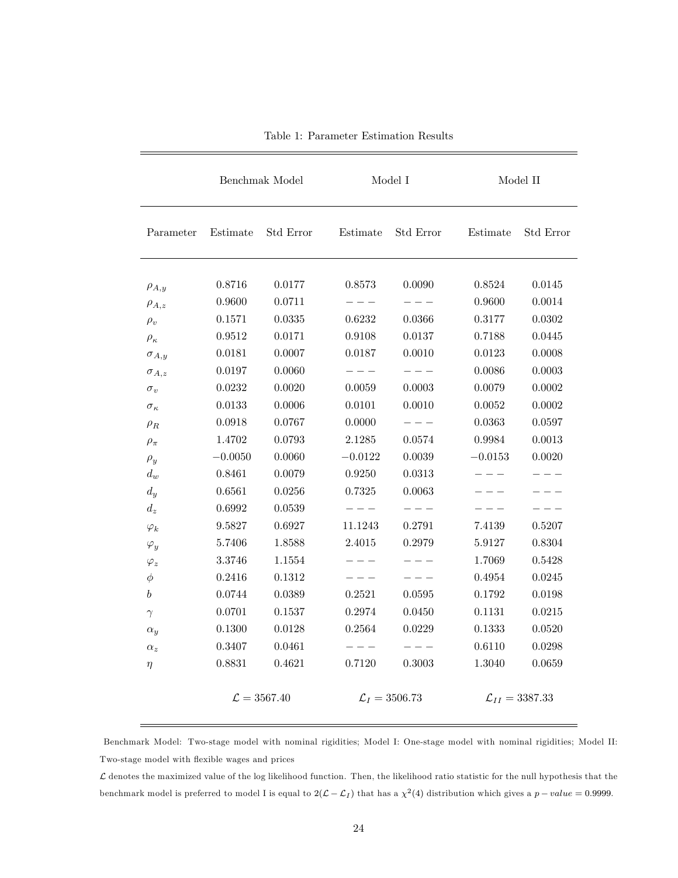Table 1: Parameter Estimation Results

| | Benchmak Model | | Model I | | Model II | |
|---|---|---|---|---|---|---|
| Parameter | Estimate | Std Error | Estimate | Std Error | Estimate | Std Error |
| $\rho_{A,y}$ | 0.8716 | 0.0177 | 0.8573 | 0.0090 | 0.8524 | 0.0145 |
| $\rho_{A,z}$ | 0.9600 | 0.0711 | $---$ | $---$ | 0.9600 | 0.0014 |
| $\rho_v$ | 0.1571 | 0.0335 | 0.6232 | 0.0366 | 0.3177 | 0.0302 |
| $\rho_\kappa$ | 0.9512 | 0.0171 | 0.9108 | 0.0137 | 0.7188 | 0.0445 |
| $\sigma_{A,y}$ | 0.0181 | 0.0007 | 0.0187 | 0.0010 | 0.0123 | 0.0008 |
| $\sigma_{A,z}$ | 0.0197 | 0.0060 | $---$ | $---$ | 0.0086 | 0.0003 |
| $\sigma_v$ | 0.0232 | 0.0020 | 0.0059 | 0.0003 | 0.0079 | 0.0002 |
| $\sigma_\kappa$ | 0.0133 | 0.0006 | 0.0101 | 0.0010 | 0.0052 | 0.0002 |
| $\rho_R$ | 0.0918 | 0.0767 | 0.0000 | $---$ | 0.0363 | 0.0597 |
| $\rho_\pi$ | 1.4702 | 0.0793 | 2.1285 | 0.0574 | 0.9984 | 0.0013 |
| $\rho_y$ | $-0.0050$ | 0.0060 | $-0.0122$ | 0.0039 | $-0.0153$ | 0.0020 |
| $d_w$ | 0.8461 | 0.0079 | 0.9250 | 0.0313 | $---$ | $---$ |
| $d_y$ | 0.6561 | 0.0256 | 0.7325 | 0.0063 | $---$ | $---$ |
| $d_z$ | 0.6992 | 0.0539 | $---$ | $---$ | $---$ | $---$ |
| $\varphi_k$ | 9.5827 | 0.6927 | 11.1243 | 0.2791 | 7.4139 | 0.5207 |
| $\varphi_y$ | 5.7406 | 1.8588 | 2.4015 | 0.2979 | 5.9127 | 0.8304 |
| $\varphi_z$ | 3.3746 | 1.1554 | $---$ | $---$ | 1.7069 | 0.5428 |
| $\phi$ | 0.2416 | 0.1312 | $---$ | $---$ | 0.4954 | 0.0245 |
| $b$ | 0.0744 | 0.0389 | 0.2521 | 0.0595 | 0.1792 | 0.0198 |
| $\gamma$ | 0.0701 | 0.1537 | 0.2974 | 0.0450 | 0.1131 | 0.0215 |
| $\alpha_y$ | 0.1300 | 0.0128 | 0.2564 | 0.0229 | 0.1333 | 0.0520 |
| $\alpha_z$ | 0.3407 | 0.0461 | $---$ | $---$ | 0.6110 | 0.0298 |
| $\eta$ | 0.8831 | 0.4621 | 0.7120 | 0.3003 | 1.3040 | 0.0659 |
| | $\mathcal{L} = 3567.40$ | | $\mathcal{L}_I = 3506.73$ | | $\mathcal{L}_{II} = 3387.33$ | |

Benchmark Model: Two-stage model with nominal rigidities; Model I: One-stage model with nominal rigidities; Model II: Two-stage model with flexible wages and prices

$\mathcal{L}$ denotes the maximized value of the log likelihood function. Then, the likelihood ratio statistic for the null hypothesis that the benchmark model is preferred to model I is equal to $2(\mathcal{L} - \mathcal{L}_I)$ that has a $\chi^2(4)$ distribution which gives a $p - value = 0.9999$.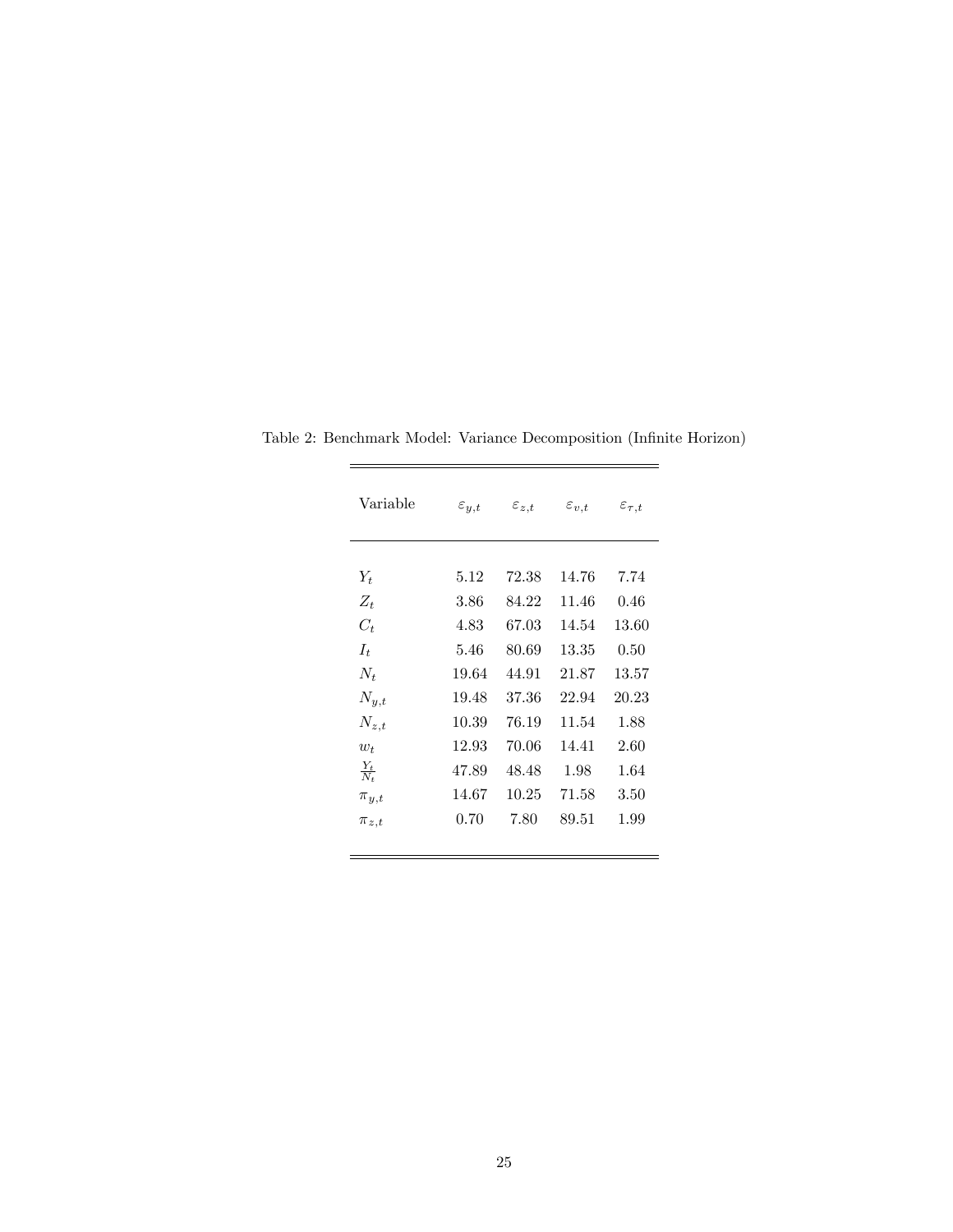Table 2: Benchmark Model: Variance Decomposition (Infinite Horizon)

| Variable | $\varepsilon_{y,t}$ | $\varepsilon_{z,t}$ | $\varepsilon_{v,t}$ | $\varepsilon_{\tau,t}$ |
|---|---|---|---|---|
| $Y_t$ | 5.12 | 72.38 | 14.76 | 7.74 |
| $Z_t$ | 3.86 | 84.22 | 11.46 | 0.46 |
| $C_t$ | 4.83 | 67.03 | 14.54 | 13.60 |
| $I_t$ | 5.46 | 80.69 | 13.35 | 0.50 |
| $N_t$ | 19.64 | 44.91 | 21.87 | 13.57 |
| $N_{y,t}$ | 19.48 | 37.36 | 22.94 | 20.23 |
| $N_{z,t}$ | 10.39 | 76.19 | 11.54 | 1.88 |
| $w_t$ | 12.93 | 70.06 | 14.41 | 2.60 |
| $\frac{Y_t}{N_t}$ | 47.89 | 48.48 | 1.98 | 1.64 |
| $\pi_{y,t}$ | 14.67 | 10.25 | 71.58 | 3.50 |
| $\pi_{z,t}$ | 0.70 | 7.80 | 89.51 | 1.99 |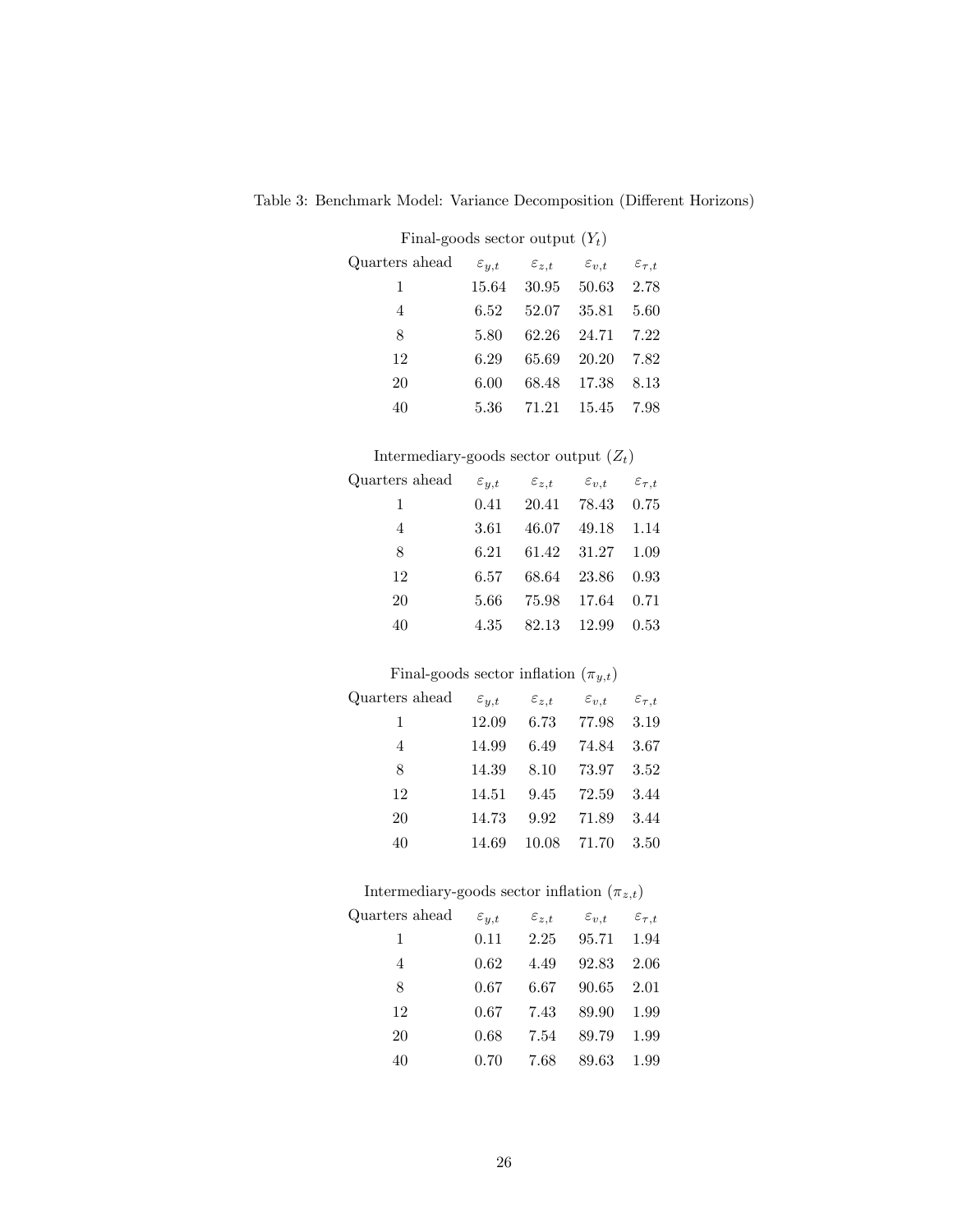Table 3: Benchmark Model: Variance Decomposition (Different Horizons)

Final-goods sector output ($Y_t$)

| Quarters ahead | $\varepsilon_{y,t}$ | $\varepsilon_{z,t}$ | $\varepsilon_{v,t}$ | $\varepsilon_{\tau,t}$ |
|---|---|---|---|---|
| 1 | 15.64 | 30.95 | 50.63 | 2.78 |
| 4 | 6.52 | 52.07 | 35.81 | 5.60 |
| 8 | 5.80 | 62.26 | 24.71 | 7.22 |
| 12 | 6.29 | 65.69 | 20.20 | 7.82 |
| 20 | 6.00 | 68.48 | 17.38 | 8.13 |
| 40 | 5.36 | 71.21 | 15.45 | 7.98 |

Intermediary-goods sector output ($Z_t$)

| Quarters ahead | $\varepsilon_{y,t}$ | $\varepsilon_{z,t}$ | $\varepsilon_{v,t}$ | $\varepsilon_{\tau,t}$ |
|---|---|---|---|---|
| 1 | 0.41 | 20.41 | 78.43 | 0.75 |
| 4 | 3.61 | 46.07 | 49.18 | 1.14 |
| 8 | 6.21 | 61.42 | 31.27 | 1.09 |
| 12 | 6.57 | 68.64 | 23.86 | 0.93 |
| 20 | 5.66 | 75.98 | 17.64 | 0.71 |
| 40 | 4.35 | 82.13 | 12.99 | 0.53 |

Final-goods sector inflation ($\pi_{y,t}$)

| Quarters ahead | $\varepsilon_{y,t}$ | $\varepsilon_{z,t}$ | $\varepsilon_{v,t}$ | $\varepsilon_{\tau,t}$ |
|---|---|---|---|---|
| 1 | 12.09 | 6.73 | 77.98 | 3.19 |
| 4 | 14.99 | 6.49 | 74.84 | 3.67 |
| 8 | 14.39 | 8.10 | 73.97 | 3.52 |
| 12 | 14.51 | 9.45 | 72.59 | 3.44 |
| 20 | 14.73 | 9.92 | 71.89 | 3.44 |
| 40 | 14.69 | 10.08 | 71.70 | 3.50 |

Intermediary-goods sector inflation ($\pi_{z,t}$)

| Quarters ahead | $\varepsilon_{y,t}$ | $\varepsilon_{z,t}$ | $\varepsilon_{v,t}$ | $\varepsilon_{\tau,t}$ |
|---|---|---|---|---|
| 1 | 0.11 | 2.25 | 95.71 | 1.94 |
| 4 | 0.62 | 4.49 | 92.83 | 2.06 |
| 8 | 0.67 | 6.67 | 90.65 | 2.01 |
| 12 | 0.67 | 7.43 | 89.90 | 1.99 |
| 20 | 0.68 | 7.54 | 89.79 | 1.99 |
| 40 | 0.70 | 7.68 | 89.63 | 1.99 |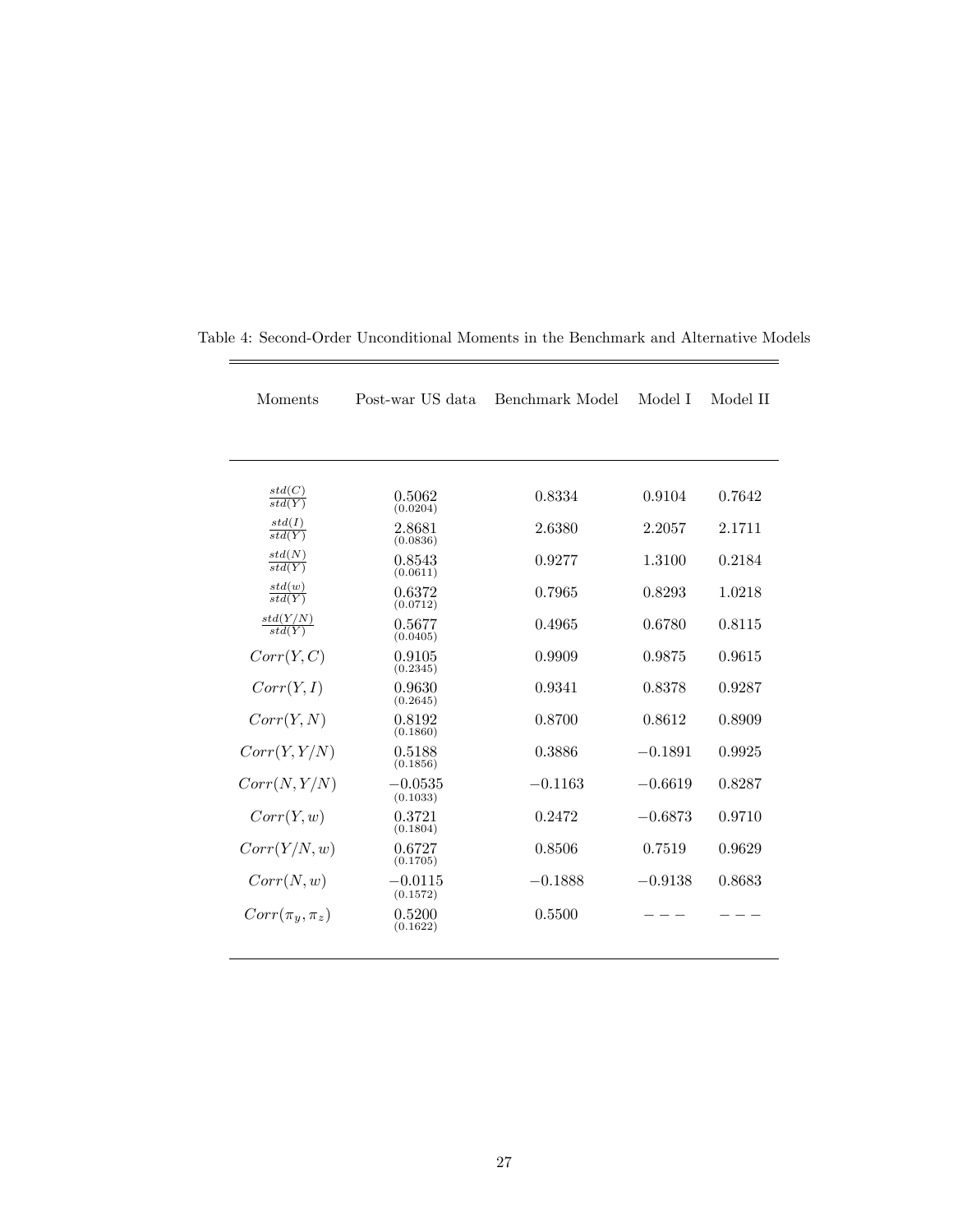Table 4: Second-Order Unconditional Moments in the Benchmark and Alternative Models

| Moments | Post-war US data | Benchmark Model | Model I | Model II |
|---|---|---|---|---|
| $\frac{std(C)}{std(Y)}$ | 0.5062 (0.0204) | 0.8334 | 0.9104 | 0.7642 |
| $\frac{std(I)}{std(Y)}$ | 2.8681 (0.0836) | 2.6380 | 2.2057 | 2.1711 |
| $\frac{std(N)}{std(Y)}$ | 0.8543 (0.0611) | 0.9277 | 1.3100 | 0.2184 |
| $\frac{std(w)}{std(Y)}$ | 0.6372 (0.0712) | 0.7965 | 0.8293 | 1.0218 |
| $\frac{std(Y/N)}{std(Y)}$ | 0.5677 (0.0405) | 0.4965 | 0.6780 | 0.8115 |
| $Corr(Y, C)$ | 0.9105 (0.2345) | 0.9909 | 0.9875 | 0.9615 |
| $Corr(Y, I)$ | 0.9630 (0.2645) | 0.9341 | 0.8378 | 0.9287 |
| $Corr(Y, N)$ | 0.8192 (0.1860) | 0.8700 | 0.8612 | 0.8909 |
| $Corr(Y, Y/N)$ | 0.5188 (0.1856) | 0.3886 | $-0.1891$ | 0.9925 |
| $Corr(N, Y/N)$ | $-0.0535$ (0.1033) | $-0.1163$ | $-0.6619$ | 0.8287 |
| $Corr(Y, w)$ | 0.3721 (0.1804) | 0.2472 | $-0.6873$ | 0.9710 |
| $Corr(Y/N, w)$ | 0.6727 (0.1705) | 0.8506 | 0.7519 | 0.9629 |
| $Corr(N, w)$ | $-0.0115$ (0.1572) | $-0.1888$ | $-0.9138$ | 0.8683 |
| $Corr(\pi_y, \pi_z)$ | 0.5200 (0.1622) | 0.5500 | --- | --- |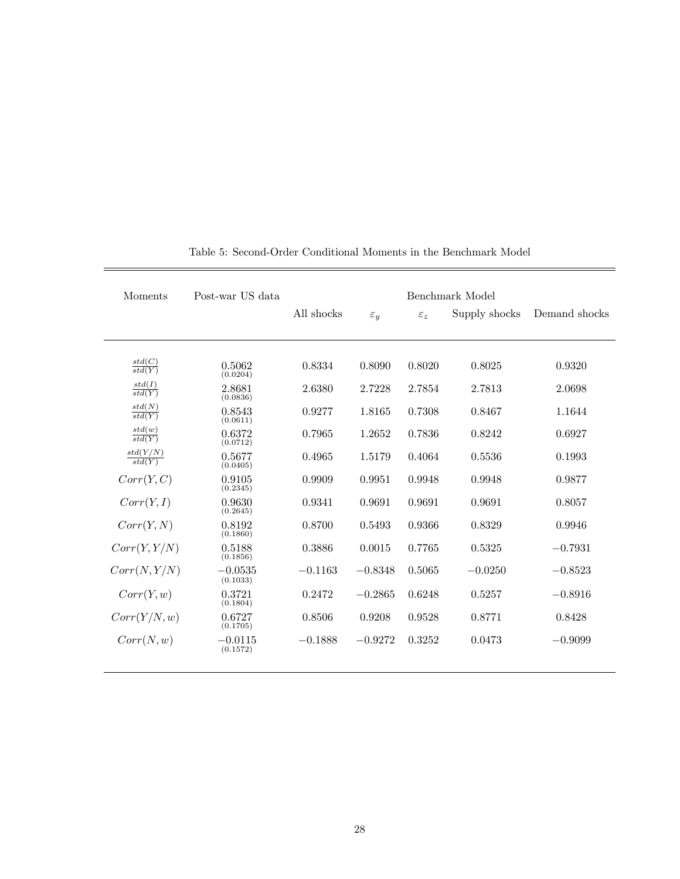Table 5: Second-Order Conditional Moments in the Benchmark Model

| Moments | Post-war US data | Benchmark Model | | | | |
|---|---|---|---|---|---|---|
| | | All shocks | $\varepsilon_y$ | $\varepsilon_z$ | Supply shocks | Demand shocks |
| $\frac{std(C)}{std(Y)}$ | 0.5062 (0.0204) | 0.8334 | 0.8090 | 0.8020 | 0.8025 | 0.9320 |
| $\frac{std(I)}{std(Y)}$ | 2.8681 (0.0836) | 2.6380 | 2.7228 | 2.7854 | 2.7813 | 2.0698 |
| $\frac{std(N)}{std(Y)}$ | 0.8543 (0.0611) | 0.9277 | 1.8165 | 0.7308 | 0.8467 | 1.1644 |
| $\frac{std(w)}{std(Y)}$ | 0.6372 (0.0712) | 0.7965 | 1.2652 | 0.7836 | 0.8242 | 0.6927 |
| $\frac{std(Y/N)}{std(Y)}$ | 0.5677 (0.0405) | 0.4965 | 1.5179 | 0.4064 | 0.5536 | 0.1993 |
| $Corr(Y,C)$ | 0.9105 (0.2345) | 0.9909 | 0.9951 | 0.9948 | 0.9948 | 0.9877 |
| $Corr(Y,I)$ | 0.9630 (0.2645) | 0.9341 | 0.9691 | 0.9691 | 0.9691 | 0.8057 |
| $Corr(Y,N)$ | 0.8192 (0.1860) | 0.8700 | 0.5493 | 0.9366 | 0.8329 | 0.9946 |
| $Corr(Y,Y/N)$ | 0.5188 (0.1856) | 0.3886 | 0.0015 | 0.7765 | 0.5325 | $-0.7931$ |
| $Corr(N,Y/N)$ | $-0.0535$ (0.1033) | $-0.1163$ | $-0.8348$ | 0.5065 | $-0.0250$ | $-0.8523$ |
| $Corr(Y,w)$ | 0.3721 (0.1804) | 0.2472 | $-0.2865$ | 0.6248 | 0.5257 | $-0.8916$ |
| $Corr(Y/N,w)$ | 0.6727 (0.1705) | 0.8506 | 0.9208 | 0.9528 | 0.8771 | 0.8428 |
| $Corr(N,w)$ | $-0.0115$ (0.1572) | $-0.1888$ | $-0.9272$ | 0.3252 | 0.0473 | $-0.9099$ |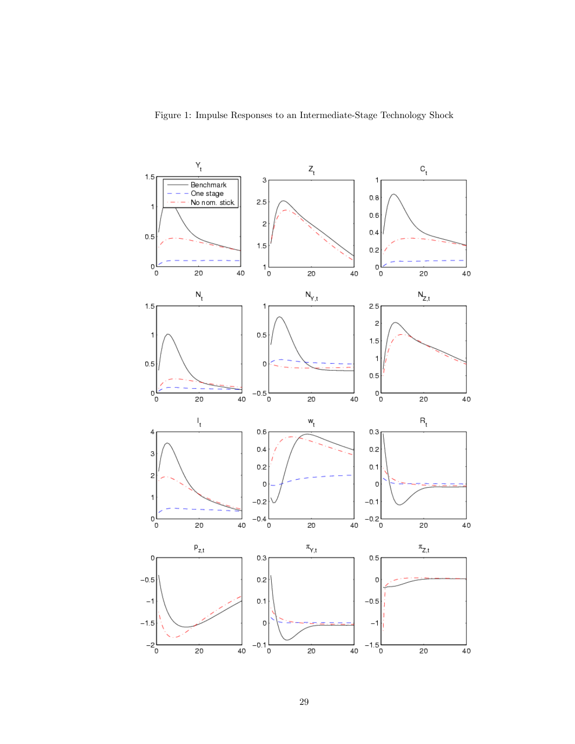Figure 1: Impulse Responses to an Intermediate-Stage Technology Shock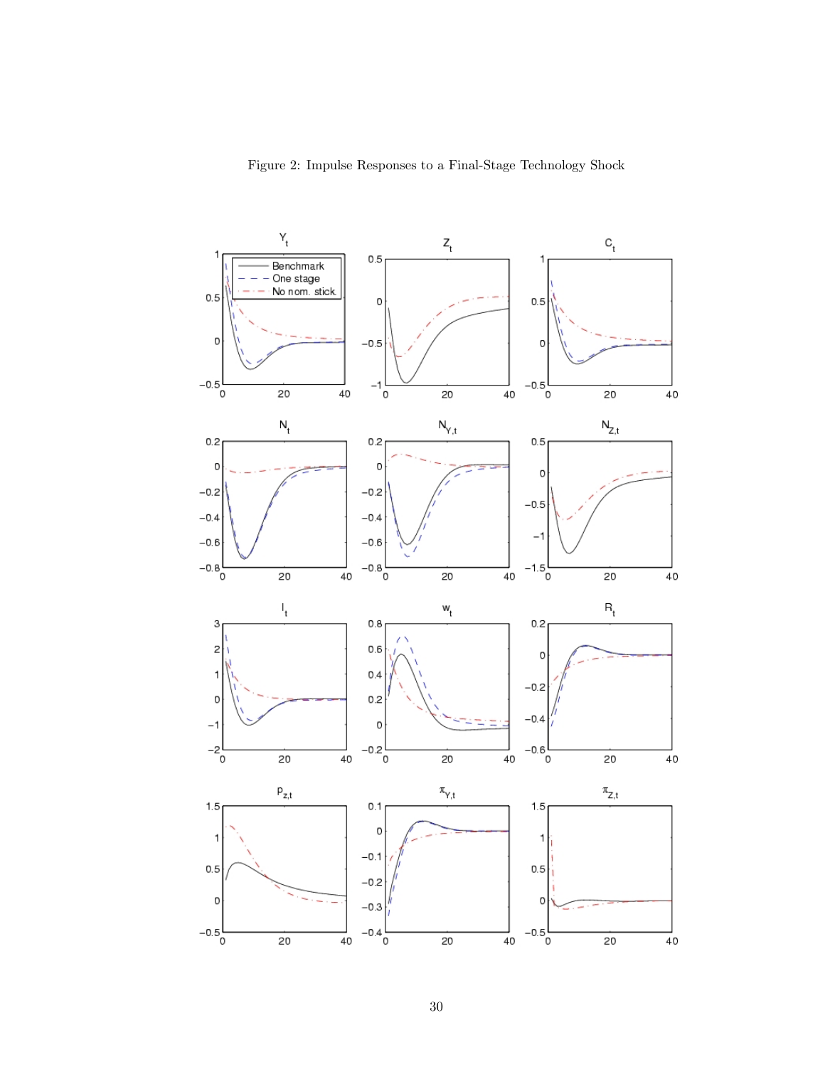Figure 2: Impulse Responses to a Final-Stage Technology Shock

$Y_t$

Benchmark
One stage
No nom. stick.

1
0.5
0
-0.5
0
20
40

$Z_t$

0.5
0
-0.5
-1
0
20
40

$C_t$

1
0.5
0
-0.5
0
20
40

$N_t$

0.2
0
-0.2
-0.4
-0.6
-0.8
0
20
40

$N_{Y,t}$

0.2
0
-0.2
-0.4
-0.6
-0.8
0
20
40

$N_{Z,t}$

0.5
0
-0.5
-1
-1.5
0
20
40

$I_t$

3
2
1
0
-1
-2
0
20
40

$w_t$

0.8
0.6
0.4
0.2
0
-0.2
0
20
40

$R_t$

0.2
0
-0.2
-0.4
-0.6
0
20
40

$p_{z,t}$

1.5
1
0.5
0
-0.5
0
20
40

$\pi_{Y,t}$

0.1
0
-0.1
-0.2
-0.3
-0.4
0
20
40

$\pi_{Z,t}$

1.5
1
0.5
0
-0.5
0
20
40